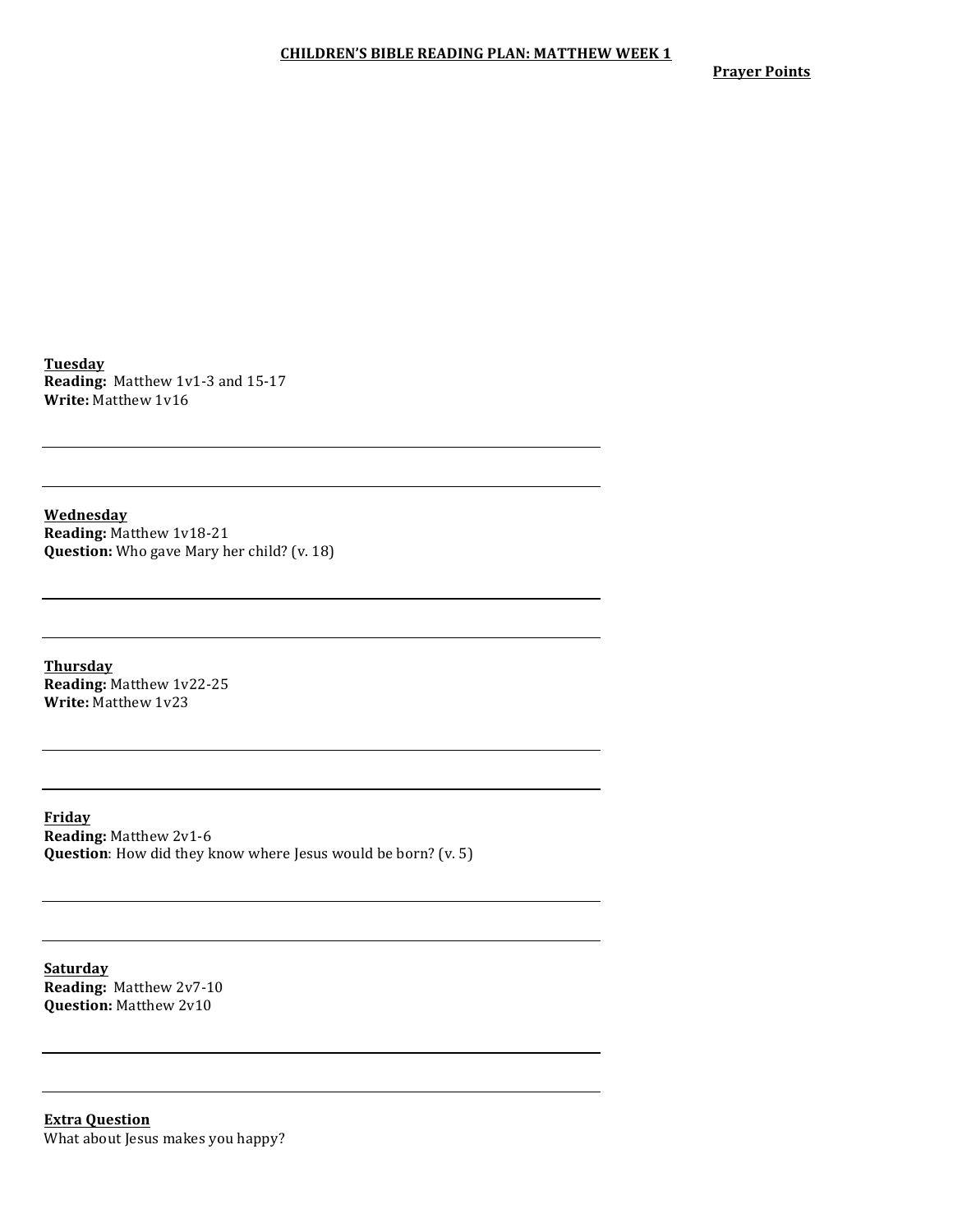**CHILDREN'S BIBLE READING PLAN: MATTHEW WEEK 1**

**Prayer Points**

**Tuesday**
**Reading:** Matthew 1v1-3 and 15-17
**Write:** Matthew 1v16

**Wednesday**
**Reading:** Matthew 1v18-21
**Question:** Who gave Mary her child? (v. 18)

**Thursday**
**Reading:** Matthew 1v22-25
**Write:** Matthew 1v23

**Friday**
**Reading:** Matthew 2v1-6
**Question**: How did they know where Jesus would be born? (v. 5)

**Saturday**
**Reading:** Matthew 2v7-10
**Question:** Matthew 2v10

**Extra Question**
What about Jesus makes you happy?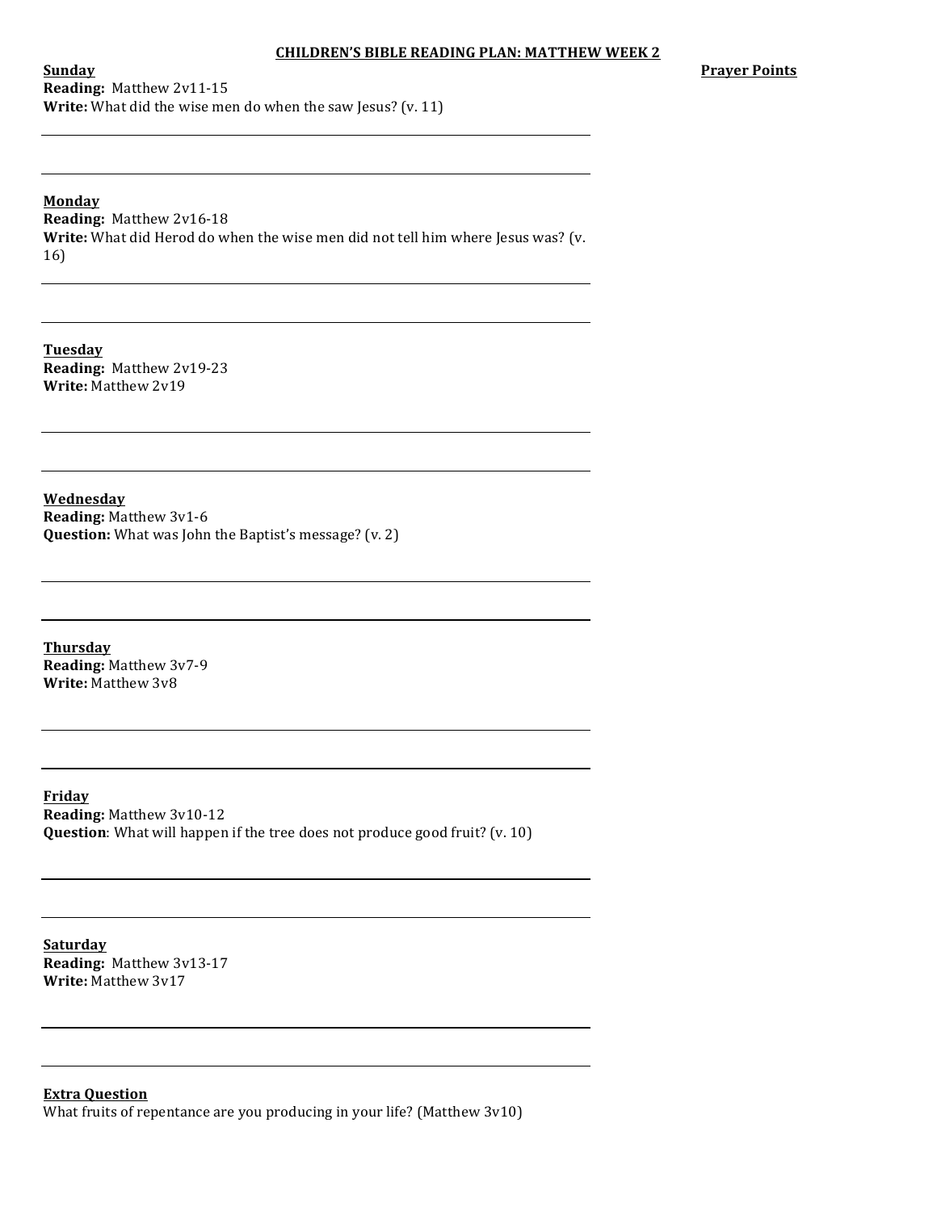# CHILDREN'S BIBLE READING PLAN: MATTHEW WEEK 2

**Prayer Points**

**Sunday**
**Reading:** Matthew 2v11-15
**Write:** What did the wise men do when the saw Jesus? (v. 11)

**Monday**
**Reading:** Matthew 2v16-18
**Write:** What did Herod do when the wise men did not tell him where Jesus was? (v. 16)

**Tuesday**
**Reading:** Matthew 2v19-23
**Write:** Matthew 2v19

**Wednesday**
**Reading:** Matthew 3v1-6
**Question:** What was John the Baptist's message? (v. 2)

**Thursday**
**Reading:** Matthew 3v7-9
**Write:** Matthew 3v8

**Friday**
**Reading:** Matthew 3v10-12
**Question**: What will happen if the tree does not produce good fruit? (v. 10)

**Saturday**
**Reading:** Matthew 3v13-17
**Write:** Matthew 3v17

**Extra Question**
What fruits of repentance are you producing in your life? (Matthew 3v10)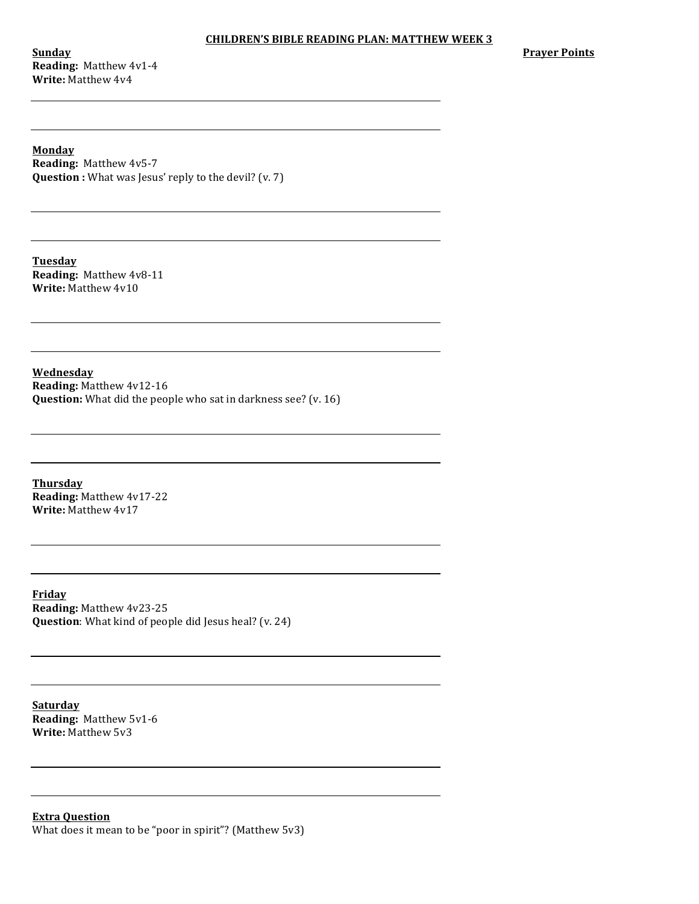# CHILDREN'S BIBLE READING PLAN: MATTHEW WEEK 3

**Prayer Points**

**Sunday**
**Reading:** Matthew 4v1-4
**Write:** Matthew 4v4

---

---

**Monday**
**Reading:** Matthew 4v5-7
**Question :** What was Jesus' reply to the devil? (v. 7)

---

---

**Tuesday**
**Reading:** Matthew 4v8-11
**Write:** Matthew 4v10

---

---

**Wednesday**
**Reading:** Matthew 4v12-16
**Question:** What did the people who sat in darkness see? (v. 16)

---

---

**Thursday**
**Reading:** Matthew 4v17-22
**Write:** Matthew 4v17

---

---

**Friday**
**Reading:** Matthew 4v23-25
**Question**: What kind of people did Jesus heal? (v. 24)

---

---

**Saturday**
**Reading:** Matthew 5v1-6
**Write:** Matthew 5v3

---

---

**Extra Question**
What does it mean to be "poor in spirit"? (Matthew 5v3)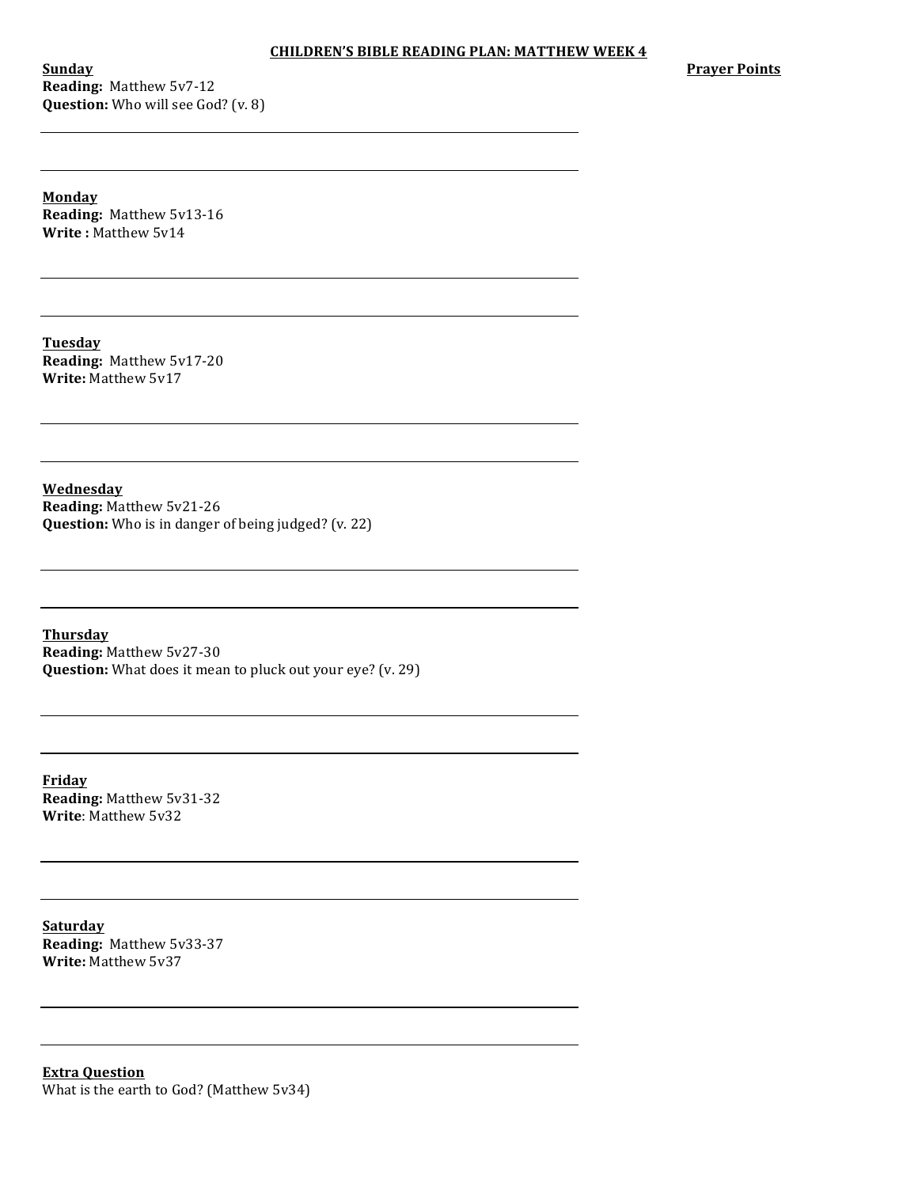# CHILDREN'S BIBLE READING PLAN: MATTHEW WEEK 4

**Prayer Points**

**Sunday**
**Reading:** Matthew 5v7-12
**Question:** Who will see God? (v. 8)

**Monday**
**Reading:** Matthew 5v13-16
**Write :** Matthew 5v14

**Tuesday**
**Reading:** Matthew 5v17-20
**Write:** Matthew 5v17

**Wednesday**
**Reading:** Matthew 5v21-26
**Question:** Who is in danger of being judged? (v. 22)

**Thursday**
**Reading:** Matthew 5v27-30
**Question:** What does it mean to pluck out your eye? (v. 29)

**Friday**
**Reading:** Matthew 5v31-32
**Write**: Matthew 5v32

**Saturday**
**Reading:** Matthew 5v33-37
**Write:** Matthew 5v37

**Extra Question**
What is the earth to God? (Matthew 5v34)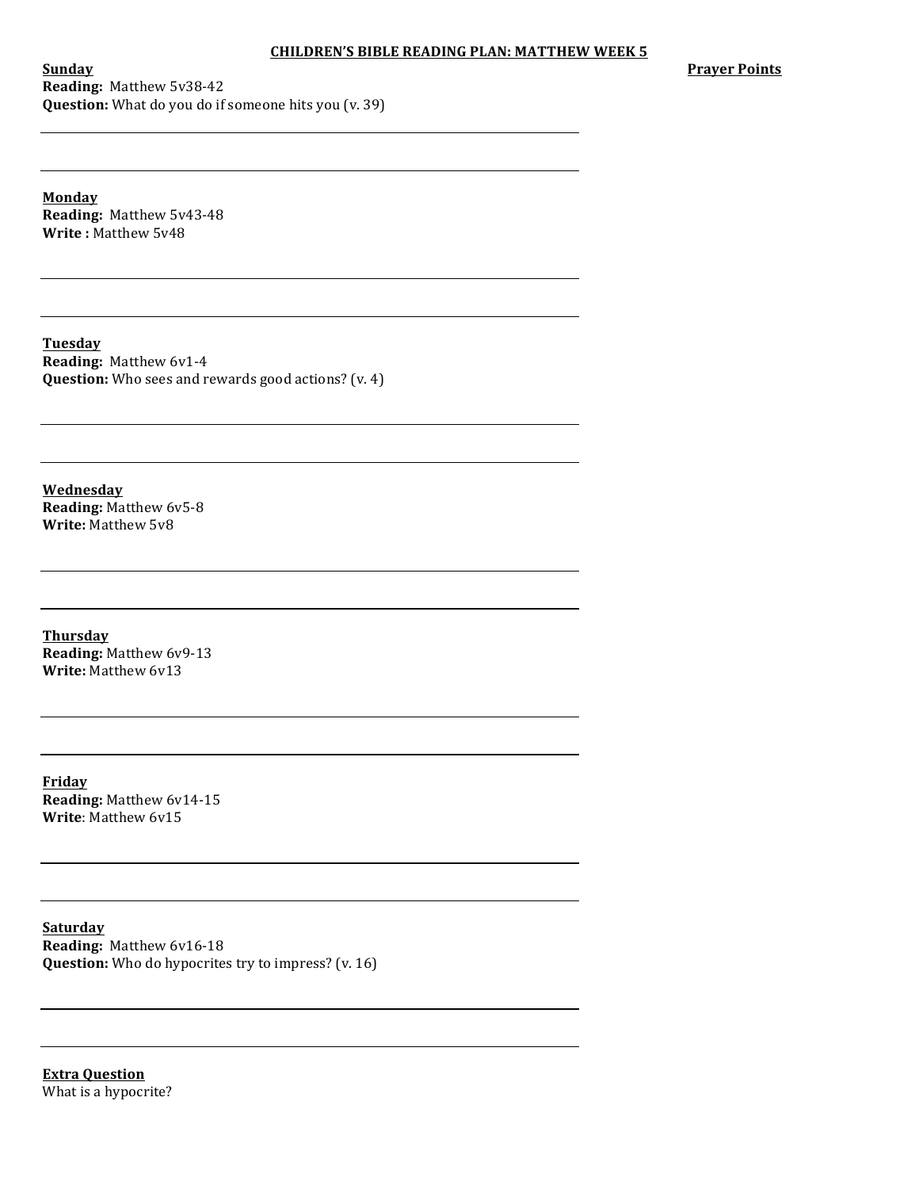**CHILDREN'S BIBLE READING PLAN: MATTHEW WEEK 5**

**Prayer Points**

**Sunday**
**Reading:** Matthew 5v38-42
**Question:** What do you do if someone hits you (v. 39)

**Monday**
**Reading:** Matthew 5v43-48
**Write :** Matthew 5v48

**Tuesday**
**Reading:** Matthew 6v1-4
**Question:** Who sees and rewards good actions? (v. 4)

**Wednesday**
**Reading:** Matthew 6v5-8
**Write:** Matthew 5v8

**Thursday**
**Reading:** Matthew 6v9-13
**Write:** Matthew 6v13

**Friday**
**Reading:** Matthew 6v14-15
**Write**: Matthew 6v15

**Saturday**
**Reading:** Matthew 6v16-18
**Question:** Who do hypocrites try to impress? (v. 16)

**Extra Question**
What is a hypocrite?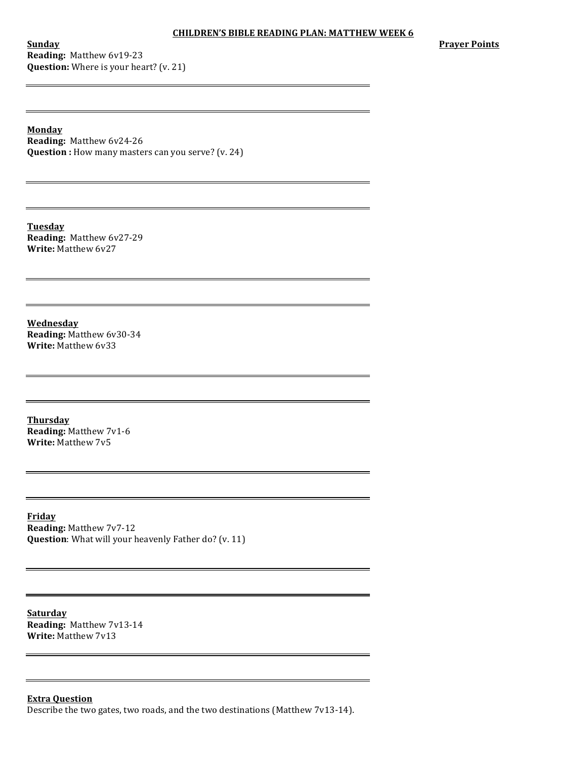**CHILDREN'S BIBLE READING PLAN: MATTHEW WEEK 6**

**Prayer Points**

**Sunday**
**Reading:** Matthew 6v19-23
**Question:** Where is your heart? (v. 21)

**Monday**
**Reading:** Matthew 6v24-26
**Question :** How many masters can you serve? (v. 24)

**Tuesday**
**Reading:** Matthew 6v27-29
**Write:** Matthew 6v27

**Wednesday**
**Reading:** Matthew 6v30-34
**Write:** Matthew 6v33

**Thursday**
**Reading:** Matthew 7v1-6
**Write:** Matthew 7v5

**Friday**
**Reading:** Matthew 7v7-12
**Question**: What will your heavenly Father do? (v. 11)

**Saturday**
**Reading:** Matthew 7v13-14
**Write:** Matthew 7v13

**Extra Question**
Describe the two gates, two roads, and the two destinations (Matthew 7v13-14).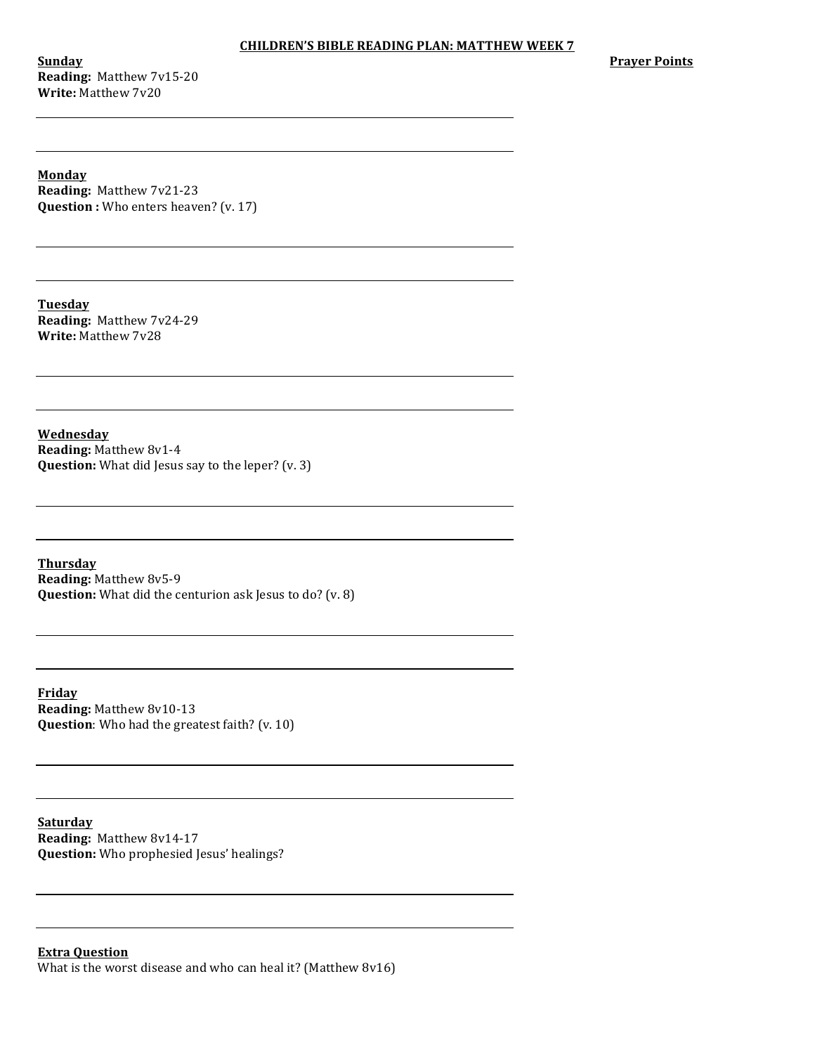**CHILDREN'S BIBLE READING PLAN: MATTHEW WEEK 7**

**Prayer Points**

**Sunday**
**Reading:** Matthew 7v15-20
**Write:** Matthew 7v20

**Monday**
**Reading:** Matthew 7v21-23
**Question :** Who enters heaven? (v. 17)

**Tuesday**
**Reading:** Matthew 7v24-29
**Write:** Matthew 7v28

**Wednesday**
**Reading:** Matthew 8v1-4
**Question:** What did Jesus say to the leper? (v. 3)

**Thursday**
**Reading:** Matthew 8v5-9
**Question:** What did the centurion ask Jesus to do? (v. 8)

**Friday**
**Reading:** Matthew 8v10-13
**Question**: Who had the greatest faith? (v. 10)

**Saturday**
**Reading:** Matthew 8v14-17
**Question:** Who prophesied Jesus' healings?

**Extra Question**
What is the worst disease and who can heal it? (Matthew 8v16)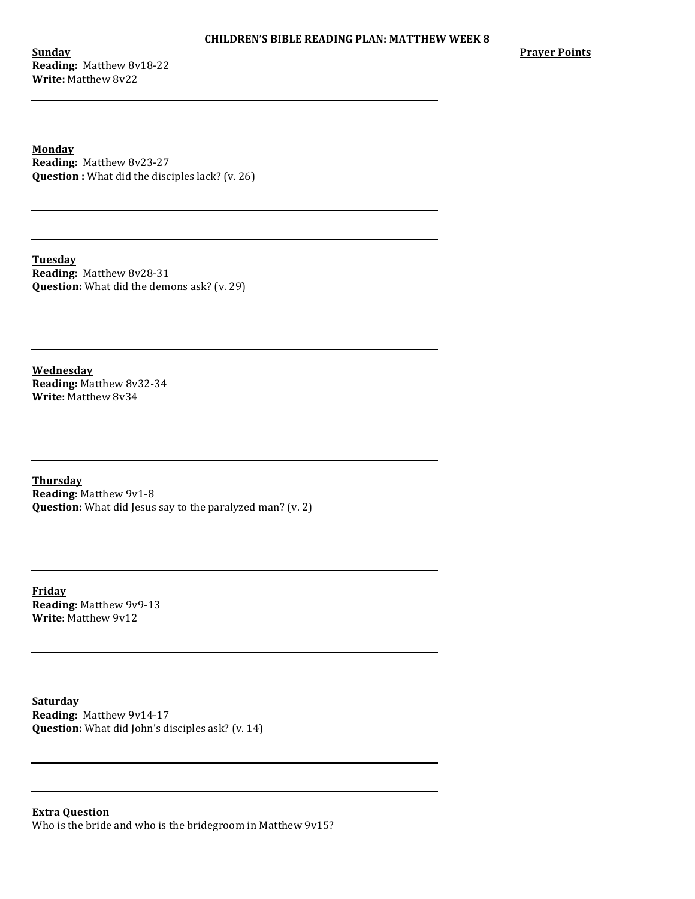# CHILDREN'S BIBLE READING PLAN: MATTHEW WEEK 8

**Prayer Points**

**Sunday**
**Reading:** Matthew 8v18-22
**Write:** Matthew 8v22

**Monday**
**Reading:** Matthew 8v23-27
**Question :** What did the disciples lack? (v. 26)

**Tuesday**
**Reading:** Matthew 8v28-31
**Question:** What did the demons ask? (v. 29)

**Wednesday**
**Reading:** Matthew 8v32-34
**Write:** Matthew 8v34

**Thursday**
**Reading:** Matthew 9v1-8
**Question:** What did Jesus say to the paralyzed man? (v. 2)

**Friday**
**Reading:** Matthew 9v9-13
**Write**: Matthew 9v12

**Saturday**
**Reading:** Matthew 9v14-17
**Question:** What did John's disciples ask? (v. 14)

**Extra Question**
Who is the bride and who is the bridegroom in Matthew 9v15?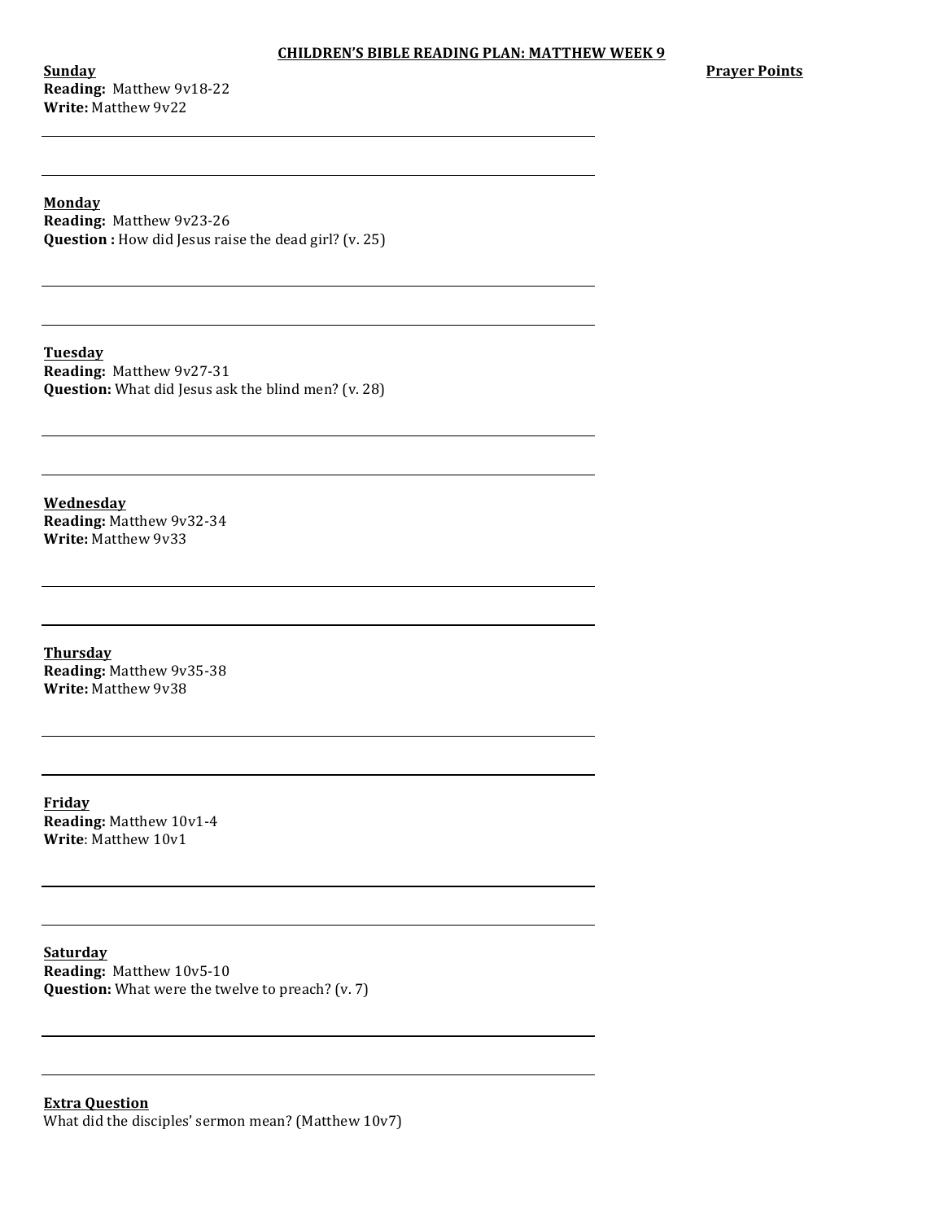# CHILDREN'S BIBLE READING PLAN: MATTHEW WEEK 9

**Prayer Points**

**Sunday**
**Reading:** Matthew 9v18-22
**Write:** Matthew 9v22

**Monday**
**Reading:** Matthew 9v23-26
**Question :** How did Jesus raise the dead girl? (v. 25)

**Tuesday**
**Reading:** Matthew 9v27-31
**Question:** What did Jesus ask the blind men? (v. 28)

**Wednesday**
**Reading:** Matthew 9v32-34
**Write:** Matthew 9v33

**Thursday**
**Reading:** Matthew 9v35-38
**Write:** Matthew 9v38

**Friday**
**Reading:** Matthew 10v1-4
**Write**: Matthew 10v1

**Saturday**
**Reading:** Matthew 10v5-10
**Question:** What were the twelve to preach? (v. 7)

**Extra Question**
What did the disciples' sermon mean? (Matthew 10v7)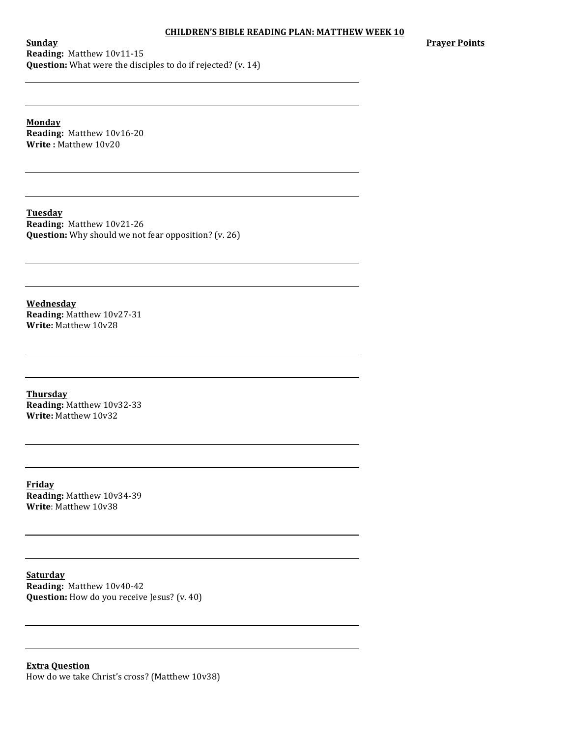**CHILDREN'S BIBLE READING PLAN: MATTHEW WEEK 10**

**Prayer Points**

**Sunday**
**Reading:** Matthew 10v11-15
**Question:** What were the disciples to do if rejected? (v. 14)

---

---

**Monday**
**Reading:** Matthew 10v16-20
**Write :** Matthew 10v20

---

---

**Tuesday**
**Reading:** Matthew 10v21-26
**Question:** Why should we not fear opposition? (v. 26)

---

---

**Wednesday**
**Reading:** Matthew 10v27-31
**Write:** Matthew 10v28

---

---

**Thursday**
**Reading:** Matthew 10v32-33
**Write:** Matthew 10v32

---

---

**Friday**
**Reading:** Matthew 10v34-39
**Write**: Matthew 10v38

---

---

**Saturday**
**Reading:** Matthew 10v40-42
**Question:** How do you receive Jesus? (v. 40)

---

---

**Extra Question**
How do we take Christ's cross? (Matthew 10v38)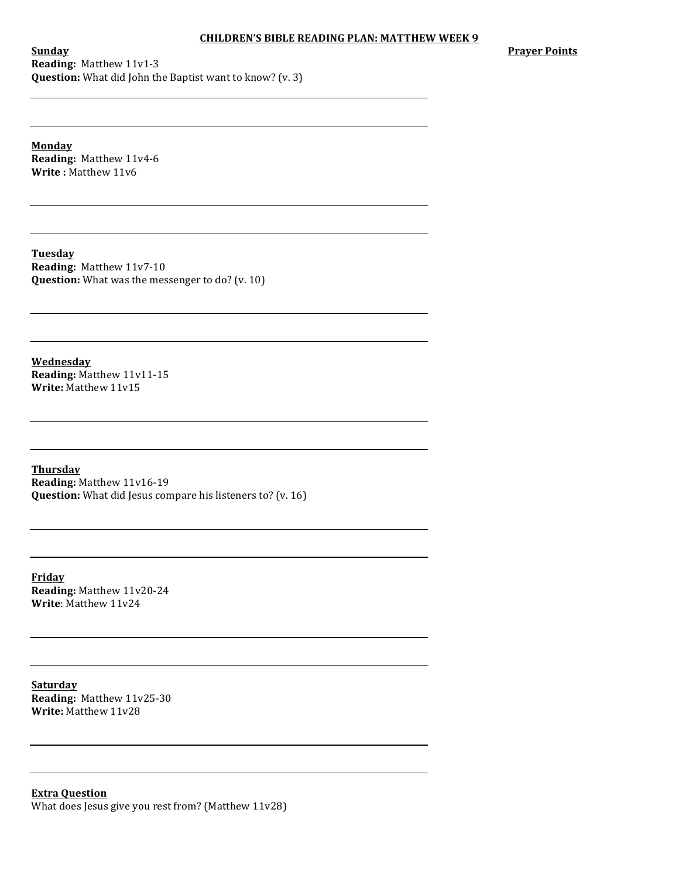# CHILDREN'S BIBLE READING PLAN: MATTHEW WEEK 9

**Prayer Points**

**Sunday**
**Reading:** Matthew 11v1-3
**Question:** What did John the Baptist want to know? (v. 3)

**Monday**
**Reading:** Matthew 11v4-6
**Write :** Matthew 11v6

**Tuesday**
**Reading:** Matthew 11v7-10
**Question:** What was the messenger to do? (v. 10)

**Wednesday**
**Reading:** Matthew 11v11-15
**Write:** Matthew 11v15

**Thursday**
**Reading:** Matthew 11v16-19
**Question:** What did Jesus compare his listeners to? (v. 16)

**Friday**
**Reading:** Matthew 11v20-24
**Write**: Matthew 11v24

**Saturday**
**Reading:** Matthew 11v25-30
**Write:** Matthew 11v28

**Extra Question**
What does Jesus give you rest from? (Matthew 11v28)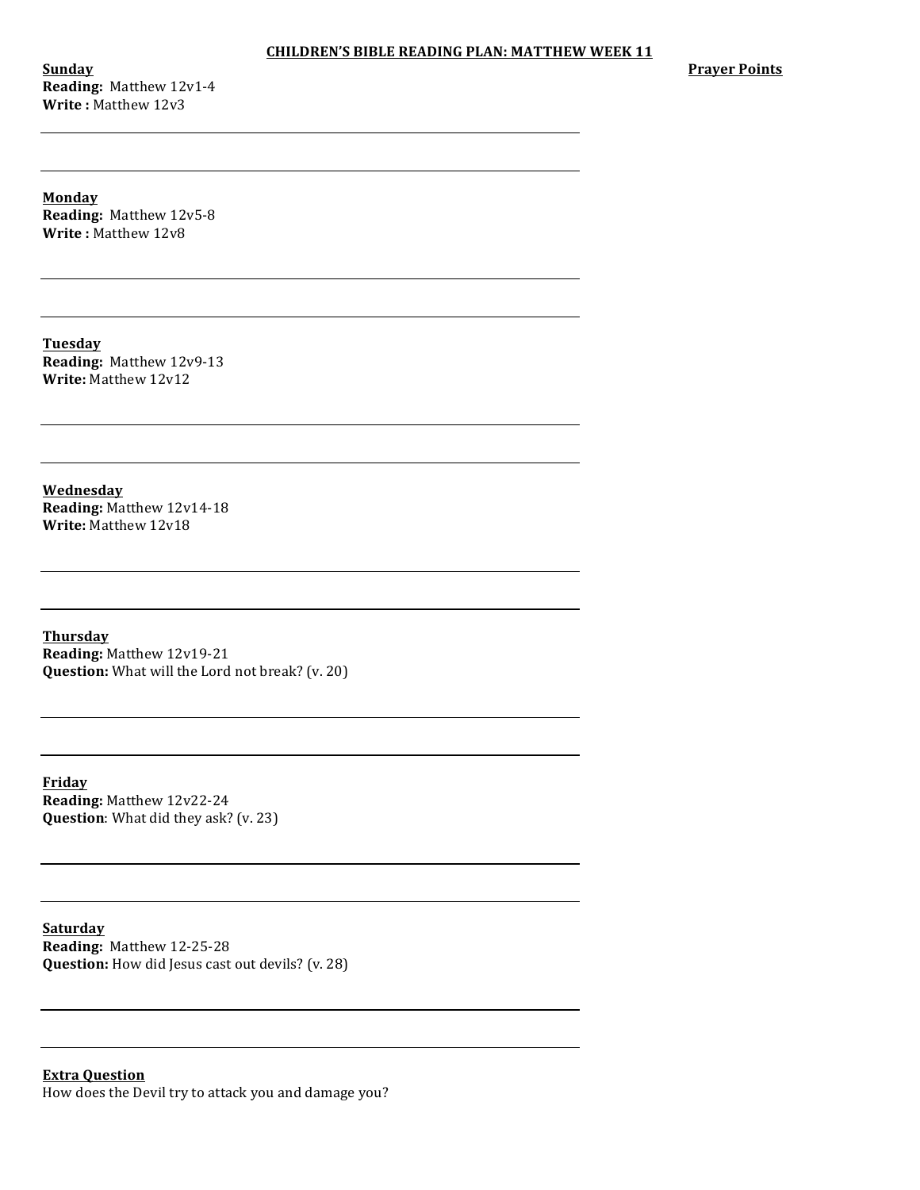# CHILDREN'S BIBLE READING PLAN: MATTHEW WEEK 11

**Prayer Points**

**Sunday**
**Reading:** Matthew 12v1-4
**Write :** Matthew 12v3

**Monday**
**Reading:** Matthew 12v5-8
**Write :** Matthew 12v8

**Tuesday**
**Reading:** Matthew 12v9-13
**Write:** Matthew 12v12

**Wednesday**
**Reading:** Matthew 12v14-18
**Write:** Matthew 12v18

**Thursday**
**Reading:** Matthew 12v19-21
**Question:** What will the Lord not break? (v. 20)

**Friday**
**Reading:** Matthew 12v22-24
**Question**: What did they ask? (v. 23)

**Saturday**
**Reading:** Matthew 12-25-28
**Question:** How did Jesus cast out devils? (v. 28)

**Extra Question**
How does the Devil try to attack you and damage you?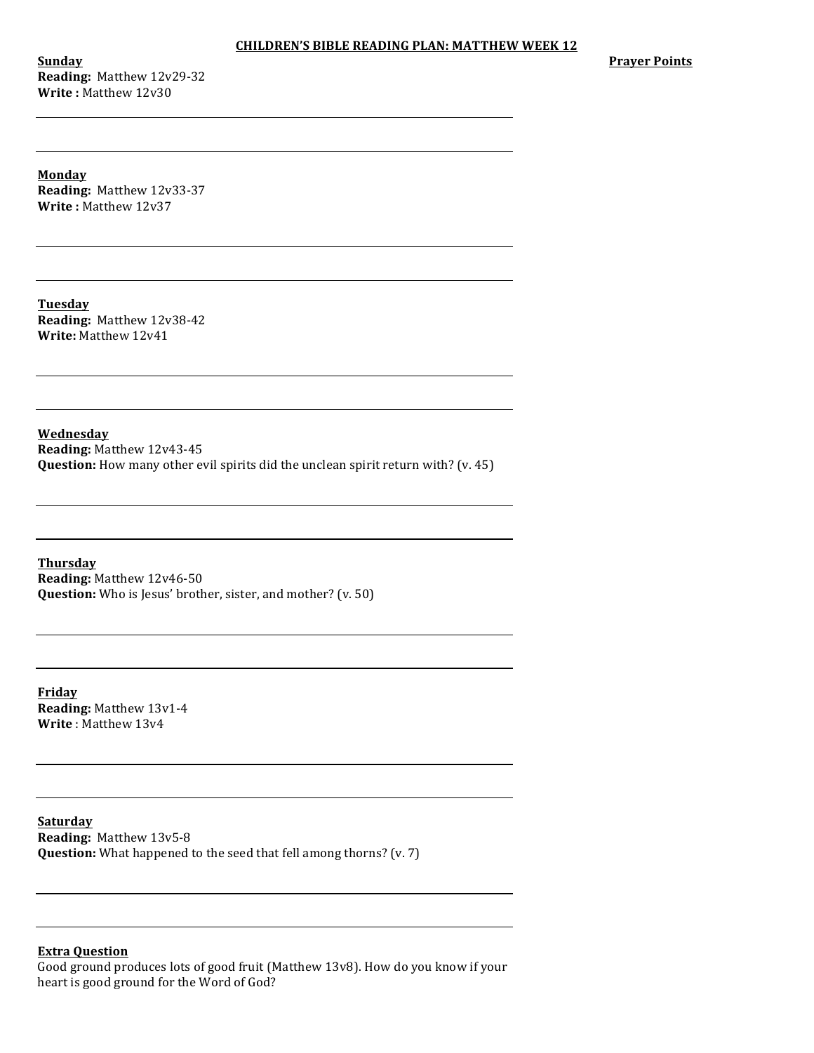# CHILDREN'S BIBLE READING PLAN: MATTHEW WEEK 12

**Prayer Points**

**Sunday**
**Reading:** Matthew 12v29-32
**Write :** Matthew 12v30

**Monday**
**Reading:** Matthew 12v33-37
**Write :** Matthew 12v37

**Tuesday**
**Reading:** Matthew 12v38-42
**Write:** Matthew 12v41

**Wednesday**
**Reading:** Matthew 12v43-45
**Question:** How many other evil spirits did the unclean spirit return with? (v. 45)

**Thursday**
**Reading:** Matthew 12v46-50
**Question:** Who is Jesus' brother, sister, and mother? (v. 50)

**Friday**
**Reading:** Matthew 13v1-4
**Write** : Matthew 13v4

**Saturday**
**Reading:** Matthew 13v5-8
**Question:** What happened to the seed that fell among thorns? (v. 7)

**Extra Question**
Good ground produces lots of good fruit (Matthew 13v8). How do you know if your heart is good ground for the Word of God?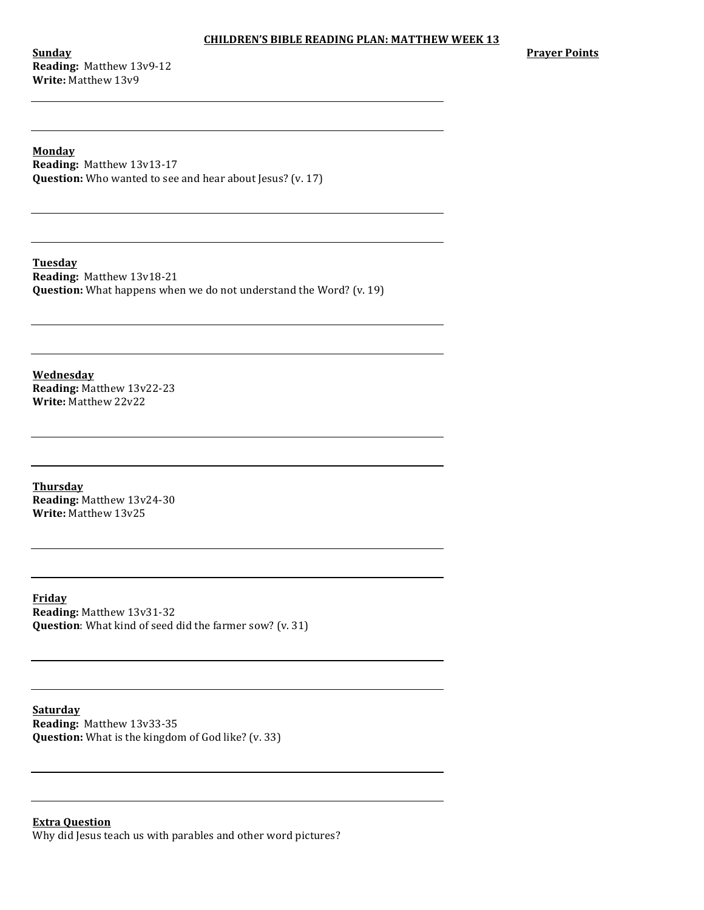# CHILDREN'S BIBLE READING PLAN: MATTHEW WEEK 13

**Prayer Points**

**Sunday**
**Reading:** Matthew 13v9-12
**Write:** Matthew 13v9

**Monday**
**Reading:** Matthew 13v13-17
**Question:** Who wanted to see and hear about Jesus? (v. 17)

**Tuesday**
**Reading:** Matthew 13v18-21
**Question:** What happens when we do not understand the Word? (v. 19)

**Wednesday**
**Reading:** Matthew 13v22-23
**Write:** Matthew 22v22

**Thursday**
**Reading:** Matthew 13v24-30
**Write:** Matthew 13v25

**Friday**
**Reading:** Matthew 13v31-32
**Question**: What kind of seed did the farmer sow? (v. 31)

**Saturday**
**Reading:** Matthew 13v33-35
**Question:** What is the kingdom of God like? (v. 33)

**Extra Question**
Why did Jesus teach us with parables and other word pictures?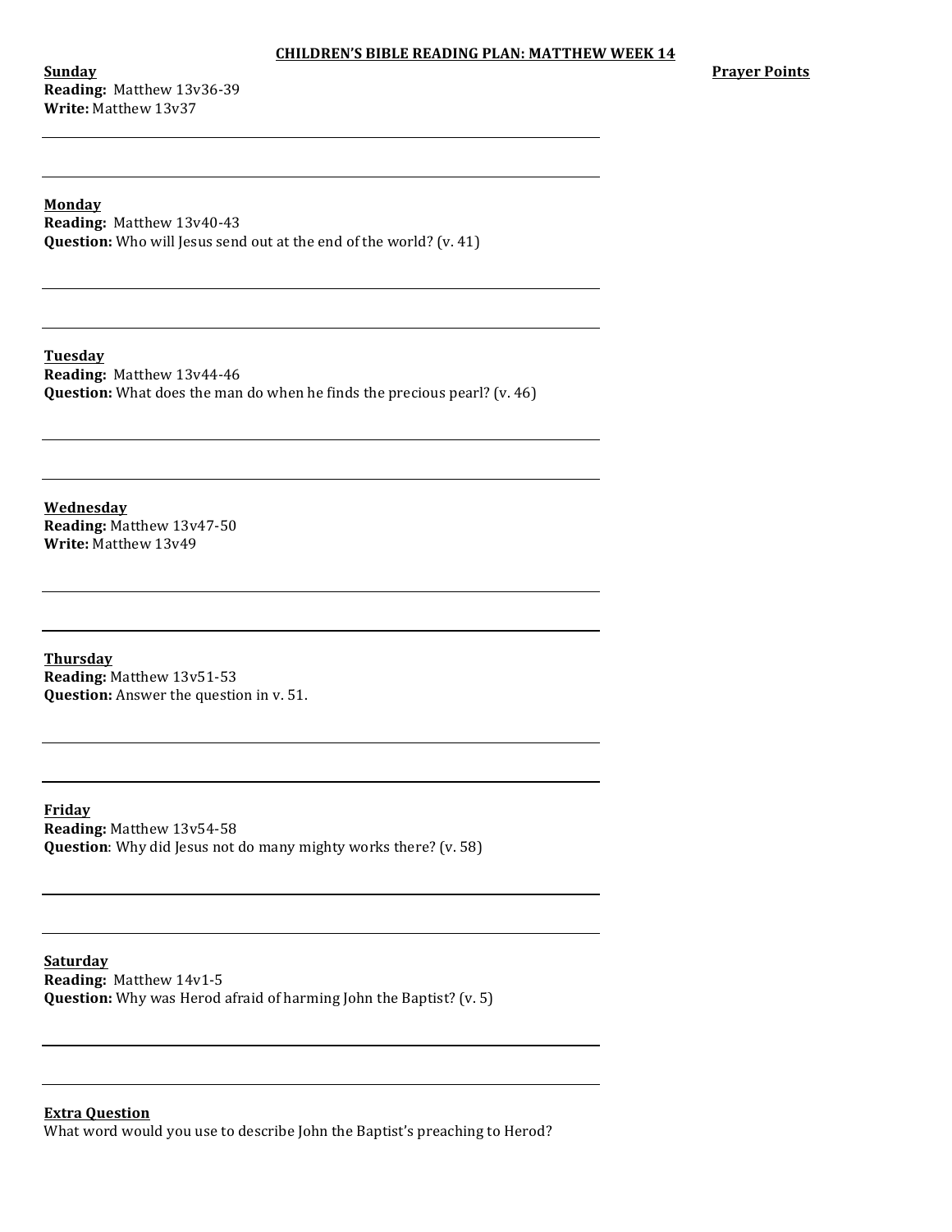# CHILDREN'S BIBLE READING PLAN: MATTHEW WEEK 14

**Prayer Points**

**Sunday**
**Reading:** Matthew 13v36-39
**Write:** Matthew 13v37

**Monday**
**Reading:** Matthew 13v40-43
**Question:** Who will Jesus send out at the end of the world? (v. 41)

**Tuesday**
**Reading:** Matthew 13v44-46
**Question:** What does the man do when he finds the precious pearl? (v. 46)

**Wednesday**
**Reading:** Matthew 13v47-50
**Write:** Matthew 13v49

**Thursday**
**Reading:** Matthew 13v51-53
**Question:** Answer the question in v. 51.

**Friday**
**Reading:** Matthew 13v54-58
**Question**: Why did Jesus not do many mighty works there? (v. 58)

**Saturday**
**Reading:** Matthew 14v1-5
**Question:** Why was Herod afraid of harming John the Baptist? (v. 5)

**Extra Question**
What word would you use to describe John the Baptist's preaching to Herod?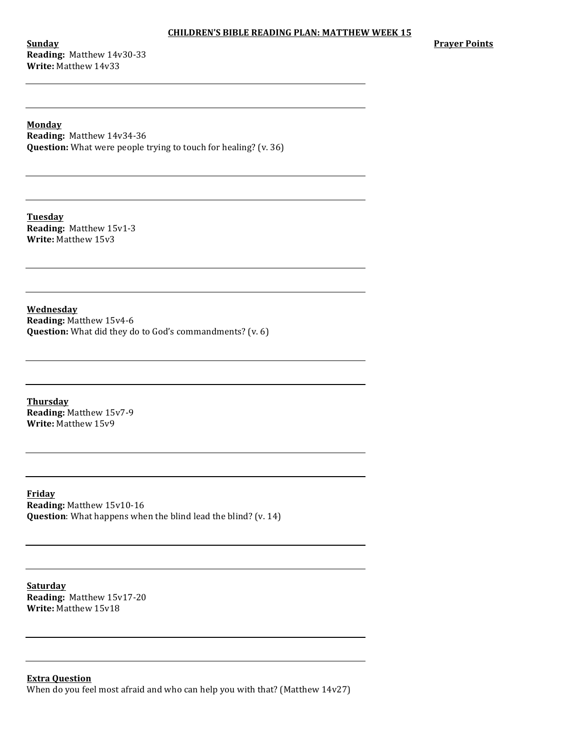# CHILDREN'S BIBLE READING PLAN: MATTHEW WEEK 15

**Prayer Points**

**Sunday**
**Reading:** Matthew 14v30-33
**Write:** Matthew 14v33

**Monday**
**Reading:** Matthew 14v34-36
**Question:** What were people trying to touch for healing? (v. 36)

**Tuesday**
**Reading:** Matthew 15v1-3
**Write:** Matthew 15v3

**Wednesday**
**Reading:** Matthew 15v4-6
**Question:** What did they do to God's commandments? (v. 6)

**Thursday**
**Reading:** Matthew 15v7-9
**Write:** Matthew 15v9

**Friday**
**Reading:** Matthew 15v10-16
**Question**: What happens when the blind lead the blind? (v. 14)

**Saturday**
**Reading:** Matthew 15v17-20
**Write:** Matthew 15v18

**Extra Question**
When do you feel most afraid and who can help you with that? (Matthew 14v27)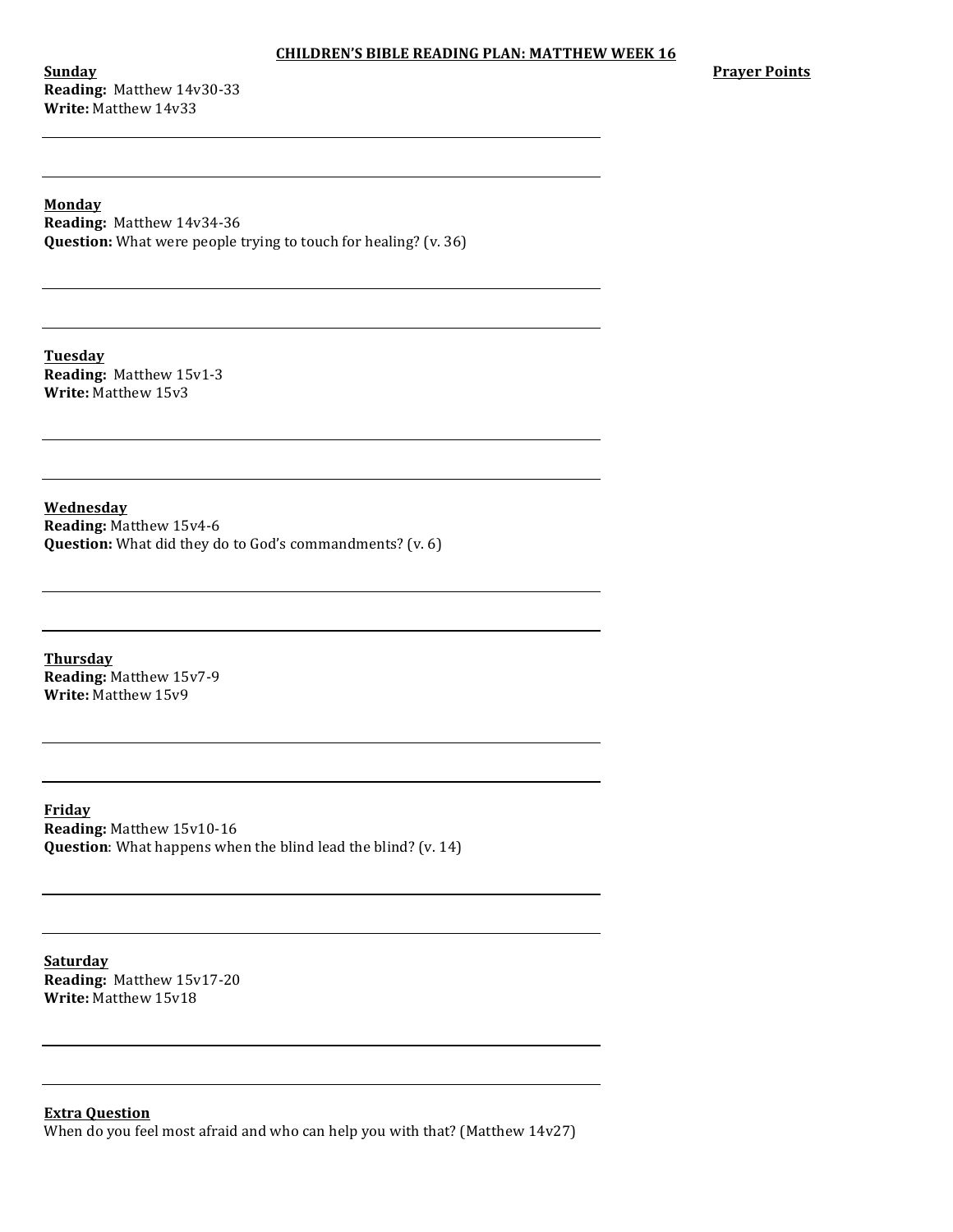# CHILDREN'S BIBLE READING PLAN: MATTHEW WEEK 16

**Prayer Points**

**Sunday**
**Reading:** Matthew 14v30-33
**Write:** Matthew 14v33

**Monday**
**Reading:** Matthew 14v34-36
**Question:** What were people trying to touch for healing? (v. 36)

**Tuesday**
**Reading:** Matthew 15v1-3
**Write:** Matthew 15v3

**Wednesday**
**Reading:** Matthew 15v4-6
**Question:** What did they do to God's commandments? (v. 6)

**Thursday**
**Reading:** Matthew 15v7-9
**Write:** Matthew 15v9

**Friday**
**Reading:** Matthew 15v10-16
**Question**: What happens when the blind lead the blind? (v. 14)

**Saturday**
**Reading:** Matthew 15v17-20
**Write:** Matthew 15v18

**Extra Question**
When do you feel most afraid and who can help you with that? (Matthew 14v27)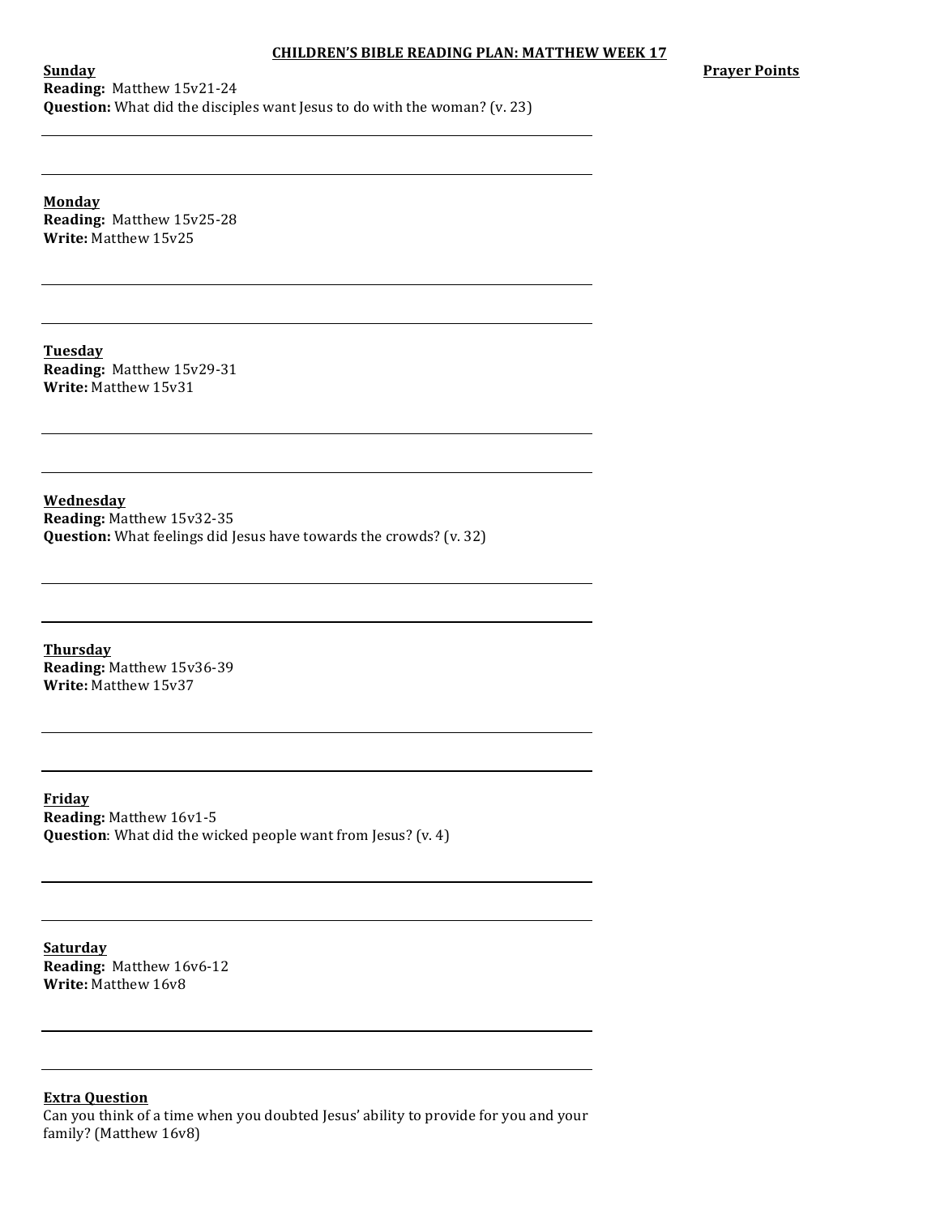# CHILDREN'S BIBLE READING PLAN: MATTHEW WEEK 17

**Prayer Points**

**Sunday**
**Reading:** Matthew 15v21-24
**Question:** What did the disciples want Jesus to do with the woman? (v. 23)

**Monday**
**Reading:** Matthew 15v25-28
**Write:** Matthew 15v25

**Tuesday**
**Reading:** Matthew 15v29-31
**Write:** Matthew 15v31

**Wednesday**
**Reading:** Matthew 15v32-35
**Question:** What feelings did Jesus have towards the crowds? (v. 32)

**Thursday**
**Reading:** Matthew 15v36-39
**Write:** Matthew 15v37

**Friday**
**Reading:** Matthew 16v1-5
**Question**: What did the wicked people want from Jesus? (v. 4)

**Saturday**
**Reading:** Matthew 16v6-12
**Write:** Matthew 16v8

**Extra Question**
Can you think of a time when you doubted Jesus' ability to provide for you and your family? (Matthew 16v8)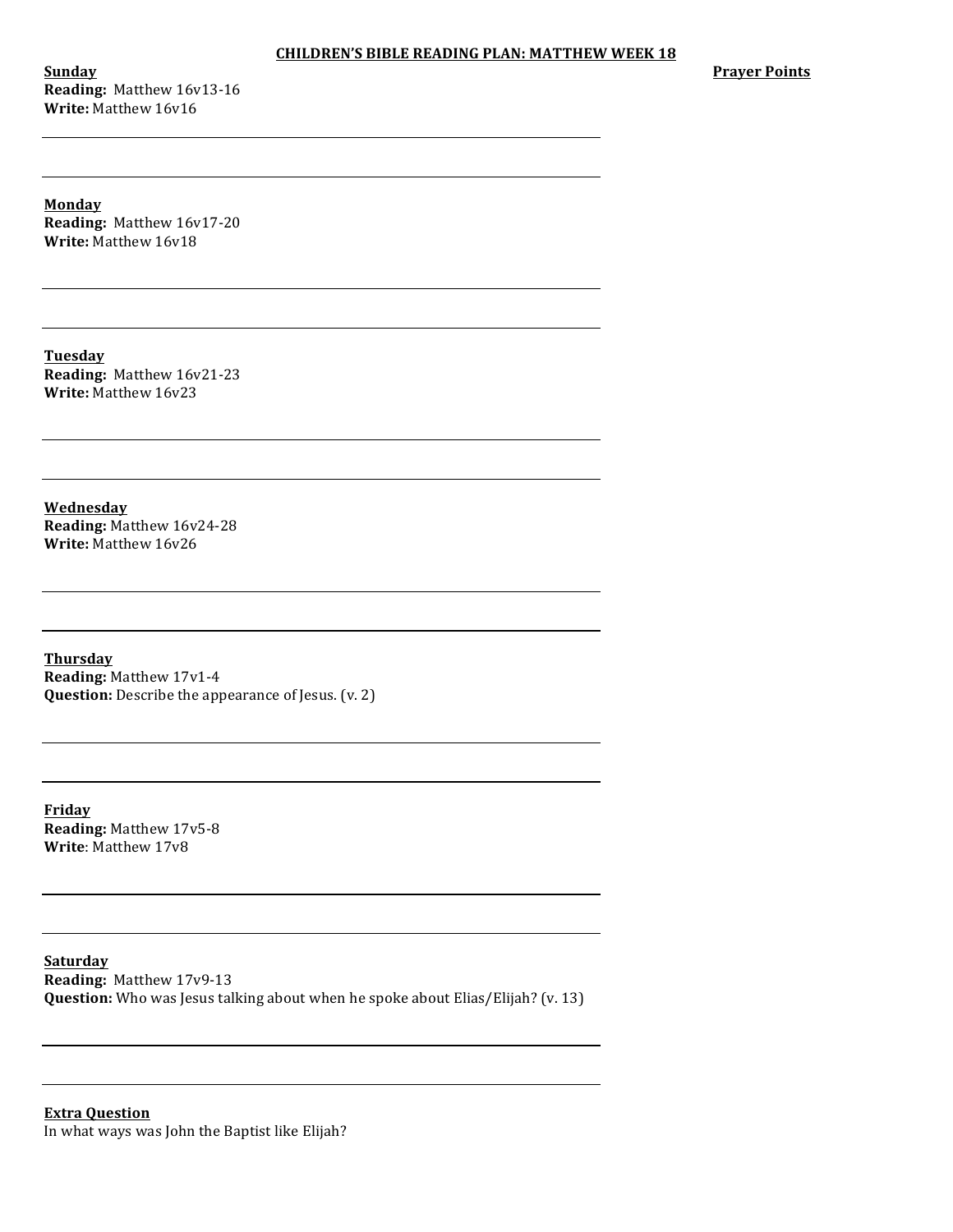# CHILDREN'S BIBLE READING PLAN: MATTHEW WEEK 18

**Prayer Points**

**Sunday**
**Reading:** Matthew 16v13-16
**Write:** Matthew 16v16

**Monday**
**Reading:** Matthew 16v17-20
**Write:** Matthew 16v18

**Tuesday**
**Reading:** Matthew 16v21-23
**Write:** Matthew 16v23

**Wednesday**
**Reading:** Matthew 16v24-28
**Write:** Matthew 16v26

**Thursday**
**Reading:** Matthew 17v1-4
**Question:** Describe the appearance of Jesus. (v. 2)

**Friday**
**Reading:** Matthew 17v5-8
**Write**: Matthew 17v8

**Saturday**
**Reading:** Matthew 17v9-13
**Question:** Who was Jesus talking about when he spoke about Elias/Elijah? (v. 13)

**Extra Question**
In what ways was John the Baptist like Elijah?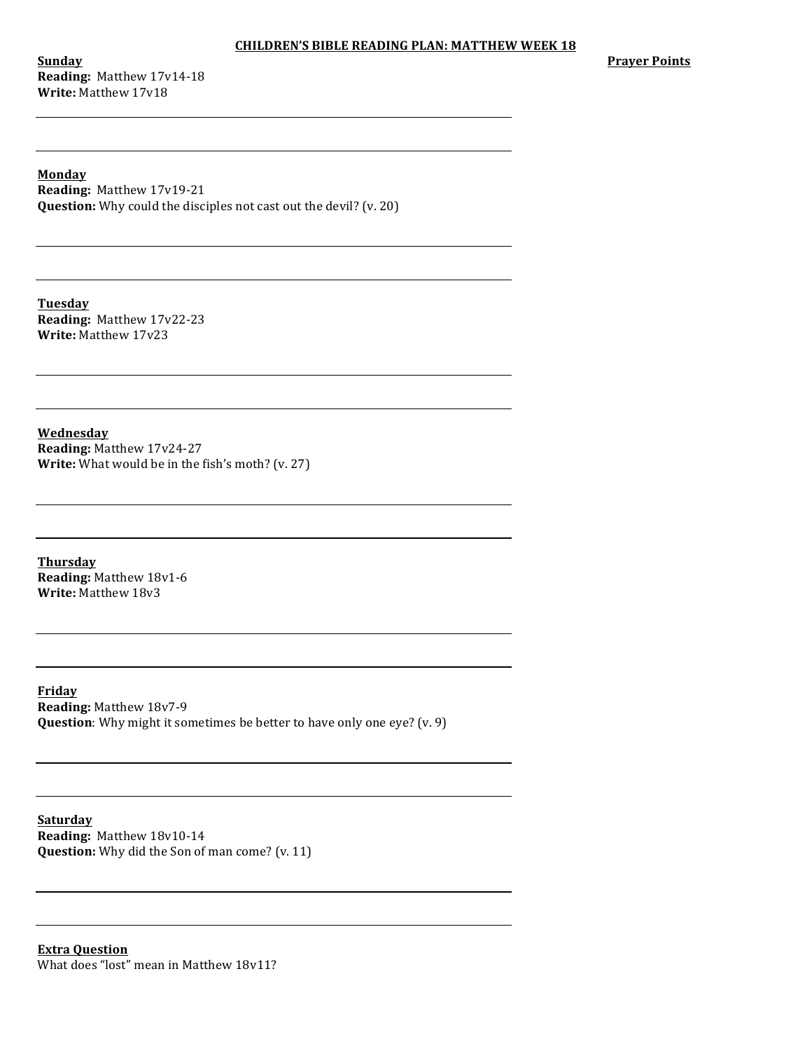# CHILDREN'S BIBLE READING PLAN: MATTHEW WEEK 18

**Prayer Points**

**Sunday**
**Reading:** Matthew 17v14-18
**Write:** Matthew 17v18

---

---

**Monday**
**Reading:** Matthew 17v19-21
**Question:** Why could the disciples not cast out the devil? (v. 20)

---

---

**Tuesday**
**Reading:** Matthew 17v22-23
**Write:** Matthew 17v23

---

---

**Wednesday**
**Reading:** Matthew 17v24-27
**Write:** What would be in the fish's moth? (v. 27)

---

---

**Thursday**
**Reading:** Matthew 18v1-6
**Write:** Matthew 18v3

---

---

**Friday**
**Reading:** Matthew 18v7-9
**Question**: Why might it sometimes be better to have only one eye? (v. 9)

---

---

**Saturday**
**Reading:** Matthew 18v10-14
**Question:** Why did the Son of man come? (v. 11)

---

---

**Extra Question**
What does "lost" mean in Matthew 18v11?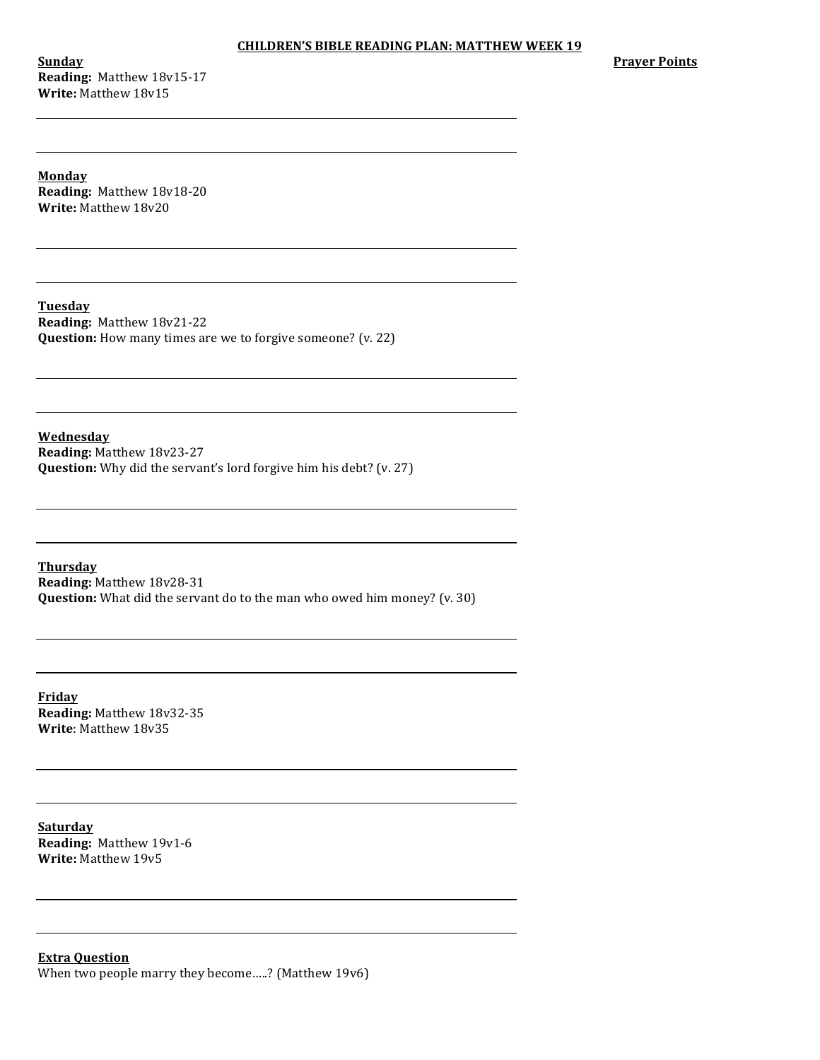# CHILDREN'S BIBLE READING PLAN: MATTHEW WEEK 19

**Prayer Points**

**Sunday**
**Reading:** Matthew 18v15-17
**Write:** Matthew 18v15

**Monday**
**Reading:** Matthew 18v18-20
**Write:** Matthew 18v20

**Tuesday**
**Reading:** Matthew 18v21-22
**Question:** How many times are we to forgive someone? (v. 22)

**Wednesday**
**Reading:** Matthew 18v23-27
**Question:** Why did the servant's lord forgive him his debt? (v. 27)

**Thursday**
**Reading:** Matthew 18v28-31
**Question:** What did the servant do to the man who owed him money? (v. 30)

**Friday**
**Reading:** Matthew 18v32-35
**Write**: Matthew 18v35

**Saturday**
**Reading:** Matthew 19v1-6
**Write:** Matthew 19v5

**Extra Question**
When two people marry they become…..? (Matthew 19v6)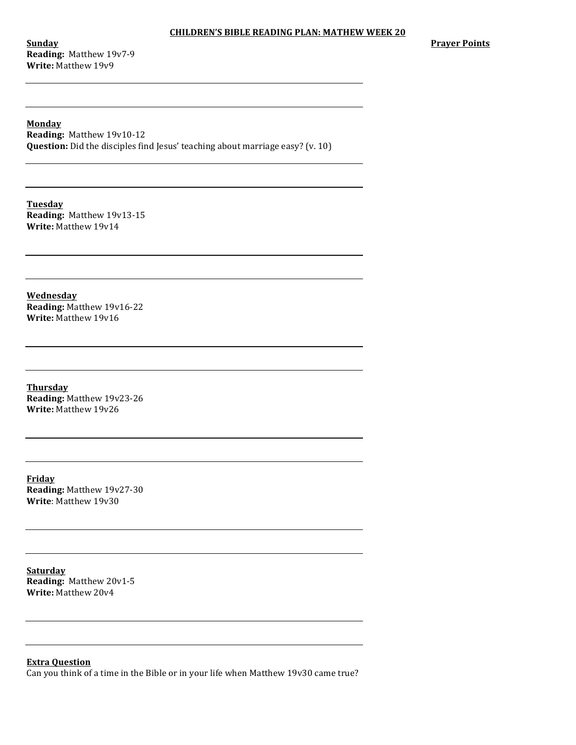**CHILDREN'S BIBLE READING PLAN: MATHEW WEEK 20**

**Prayer Points**

**Sunday**
**Reading:** Matthew 19v7-9
**Write:** Matthew 19v9

---

---

**Monday**
**Reading:** Matthew 19v10-12
**Question:** Did the disciples find Jesus' teaching about marriage easy? (v. 10)

---

---

**Tuesday**
**Reading:** Matthew 19v13-15
**Write:** Matthew 19v14

---

---

**Wednesday**
**Reading:** Matthew 19v16-22
**Write:** Matthew 19v16

---

---

**Thursday**
**Reading:** Matthew 19v23-26
**Write:** Matthew 19v26

---

---

**Friday**
**Reading:** Matthew 19v27-30
**Write**: Matthew 19v30

---

---

**Saturday**
**Reading:** Matthew 20v1-5
**Write:** Matthew 20v4

---

---

**Extra Question**
Can you think of a time in the Bible or in your life when Matthew 19v30 came true?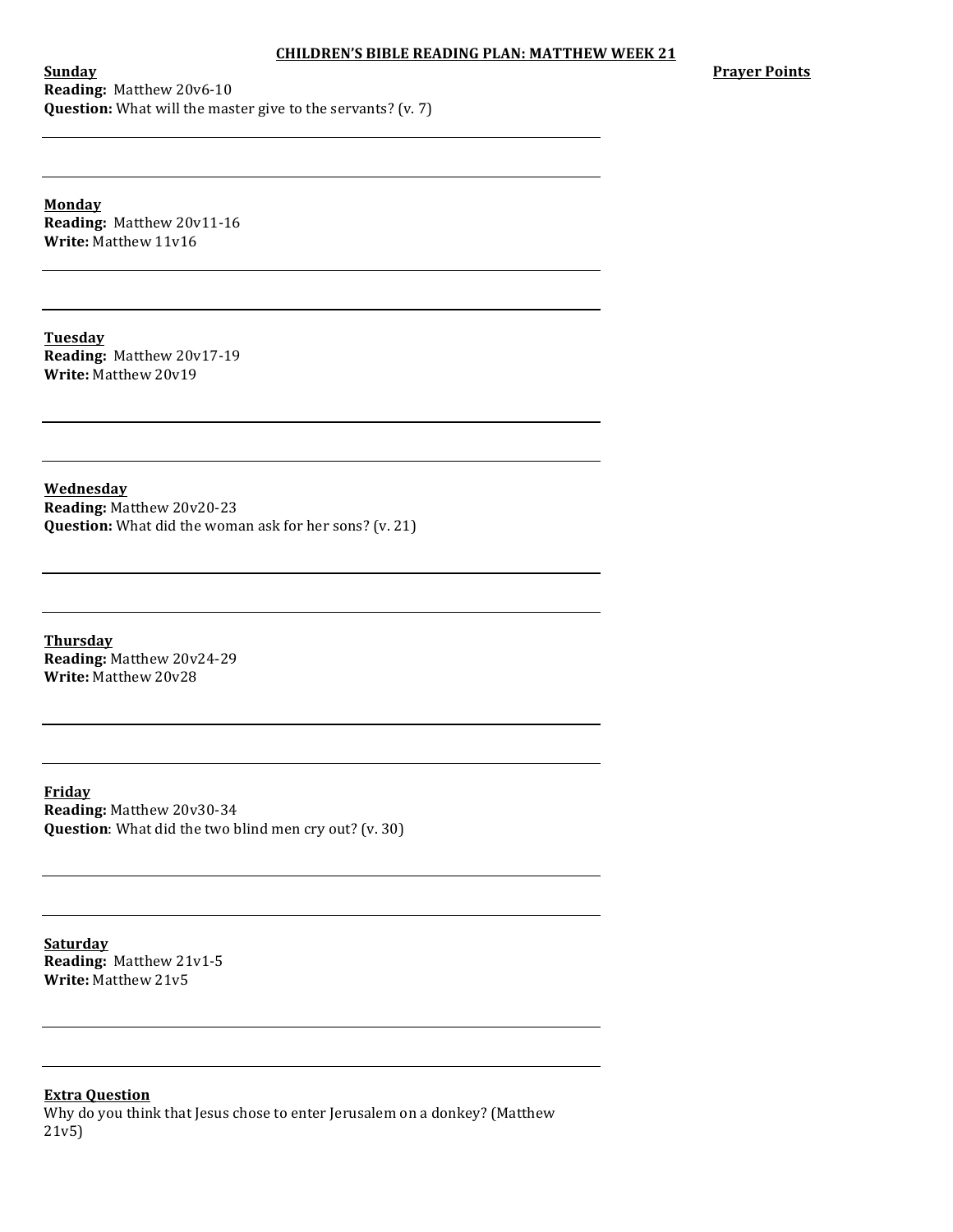# CHILDREN'S BIBLE READING PLAN: MATTHEW WEEK 21

**Prayer Points**

## Sunday

**Reading:** Matthew 20v6-10
**Question:** What will the master give to the servants? (v. 7)

## Monday

**Reading:** Matthew 20v11-16
**Write:** Matthew 11v16

## Tuesday

**Reading:** Matthew 20v17-19
**Write:** Matthew 20v19

## Wednesday

**Reading:** Matthew 20v20-23
**Question:** What did the woman ask for her sons? (v. 21)

## Thursday

**Reading:** Matthew 20v24-29
**Write:** Matthew 20v28

## Friday

**Reading:** Matthew 20v30-34
**Question**: What did the two blind men cry out? (v. 30)

## Saturday

**Reading:** Matthew 21v1-5
**Write:** Matthew 21v5

## Extra Question

Why do you think that Jesus chose to enter Jerusalem on a donkey? (Matthew 21v5)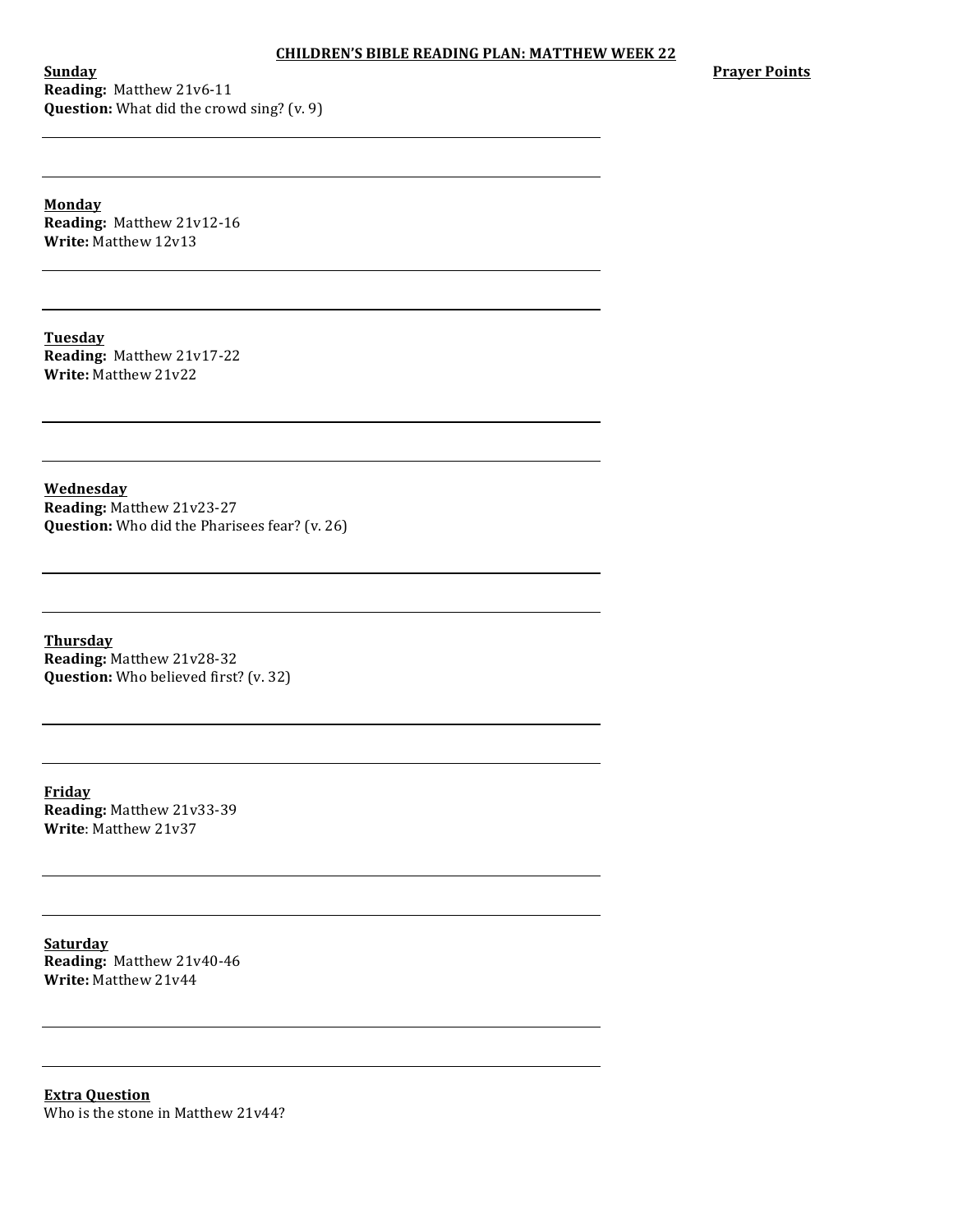**CHILDREN'S BIBLE READING PLAN: MATTHEW WEEK 22**

**Prayer Points**

**Sunday**
**Reading:** Matthew 21v6-11
**Question:** What did the crowd sing? (v. 9)

---

---

**Monday**
**Reading:** Matthew 21v12-16
**Write:** Matthew 12v13

---

---

**Tuesday**
**Reading:** Matthew 21v17-22
**Write:** Matthew 21v22

---

---

**Wednesday**
**Reading:** Matthew 21v23-27
**Question:** Who did the Pharisees fear? (v. 26)

---

---

**Thursday**
**Reading:** Matthew 21v28-32
**Question:** Who believed first? (v. 32)

---

---

**Friday**
**Reading:** Matthew 21v33-39
**Write**: Matthew 21v37

---

---

**Saturday**
**Reading:** Matthew 21v40-46
**Write:** Matthew 21v44

---

---

**Extra Question**
Who is the stone in Matthew 21v44?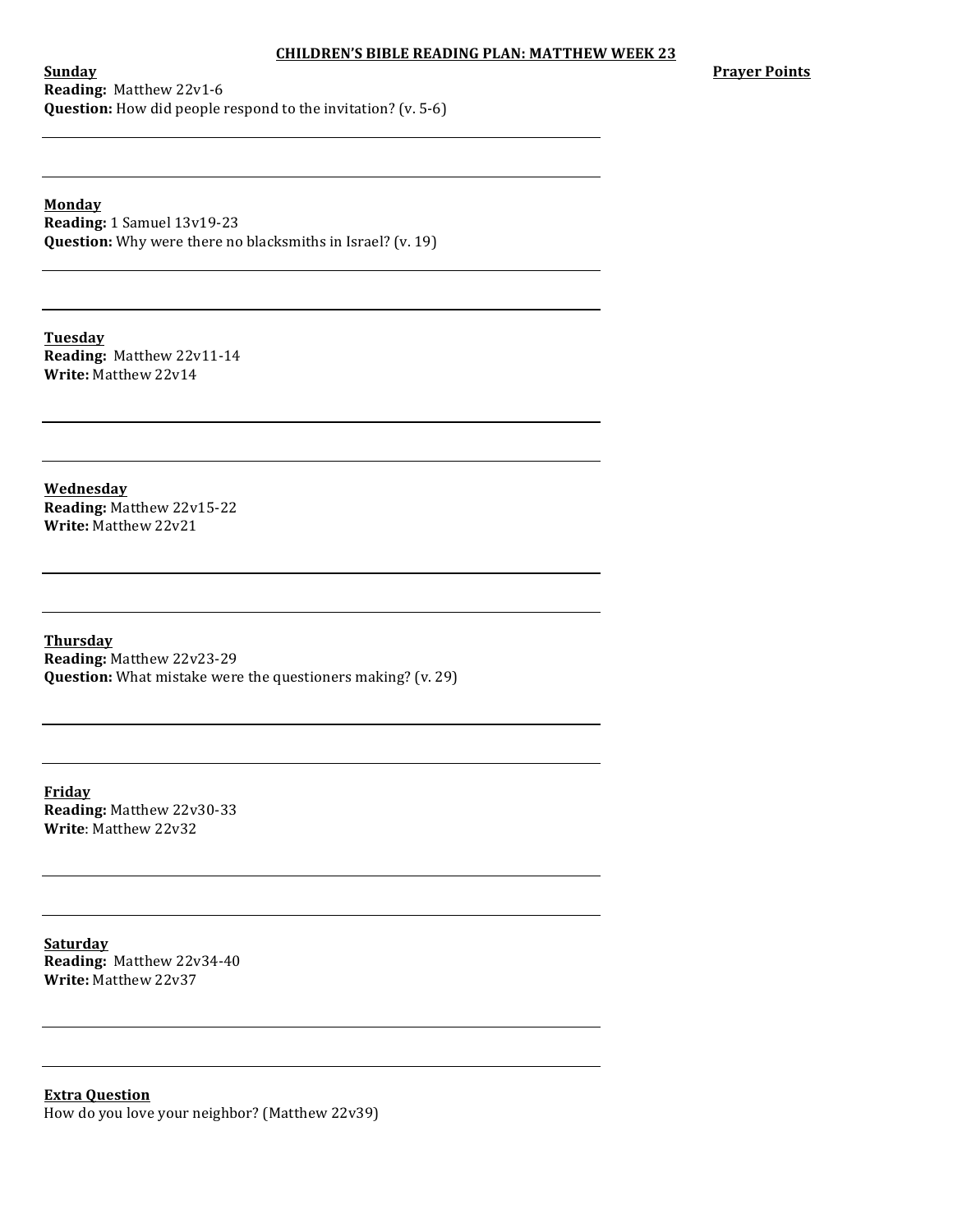# CHILDREN'S BIBLE READING PLAN: MATTHEW WEEK 23

**Prayer Points**

**Sunday**
**Reading:** Matthew 22v1-6
**Question:** How did people respond to the invitation? (v. 5-6)

**Monday**
**Reading:** 1 Samuel 13v19-23
**Question:** Why were there no blacksmiths in Israel? (v. 19)

**Tuesday**
**Reading:** Matthew 22v11-14
**Write:** Matthew 22v14

**Wednesday**
**Reading:** Matthew 22v15-22
**Write:** Matthew 22v21

**Thursday**
**Reading:** Matthew 22v23-29
**Question:** What mistake were the questioners making? (v. 29)

**Friday**
**Reading:** Matthew 22v30-33
**Write**: Matthew 22v32

**Saturday**
**Reading:** Matthew 22v34-40
**Write:** Matthew 22v37

**Extra Question**
How do you love your neighbor? (Matthew 22v39)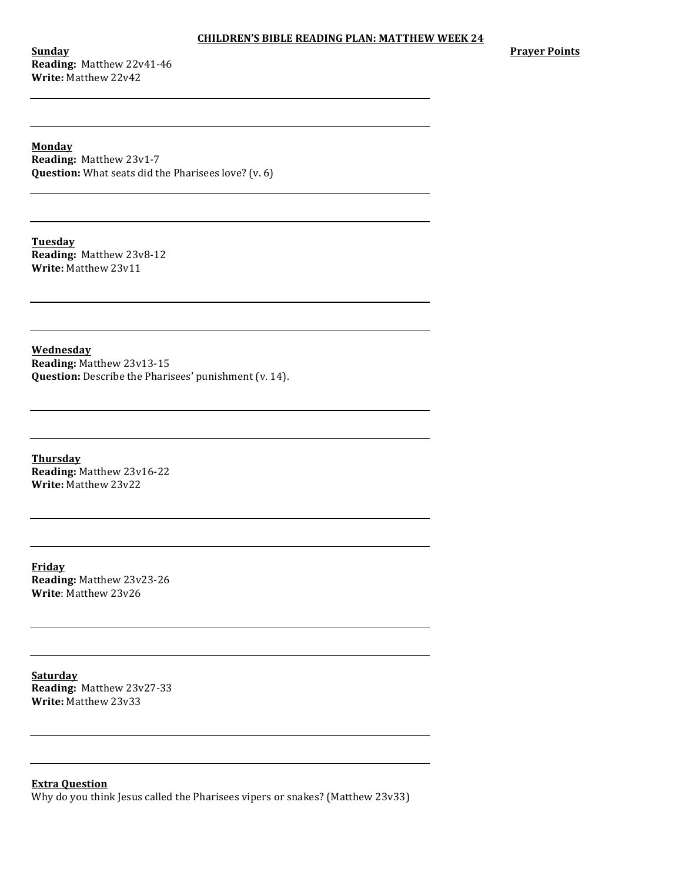# CHILDREN'S BIBLE READING PLAN: MATTHEW WEEK 24

**Sunday**
**Reading:** Matthew 22v41-46
**Write:** Matthew 22v42

**Prayer Points**

**Monday**
**Reading:** Matthew 23v1-7
**Question:** What seats did the Pharisees love? (v. 6)

**Tuesday**
**Reading:** Matthew 23v8-12
**Write:** Matthew 23v11

**Wednesday**
**Reading:** Matthew 23v13-15
**Question:** Describe the Pharisees' punishment (v. 14).

**Thursday**
**Reading:** Matthew 23v16-22
**Write:** Matthew 23v22

**Friday**
**Reading:** Matthew 23v23-26
**Write**: Matthew 23v26

**Saturday**
**Reading:** Matthew 23v27-33
**Write:** Matthew 23v33

**Extra Question**
Why do you think Jesus called the Pharisees vipers or snakes? (Matthew 23v33)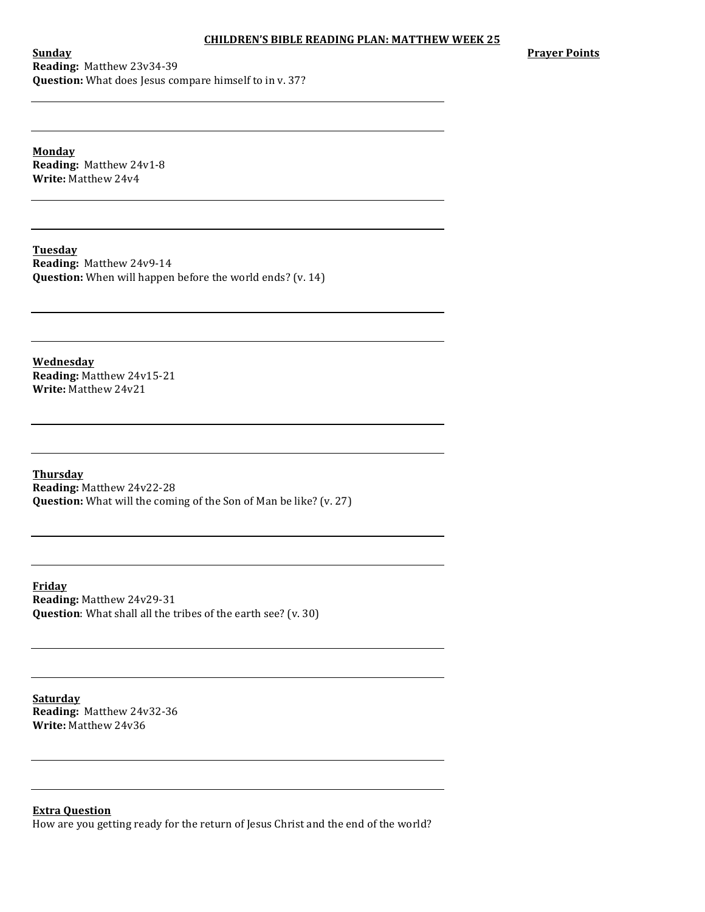# CHILDREN'S BIBLE READING PLAN: MATTHEW WEEK 25

**Prayer Points**

**Sunday**
**Reading:** Matthew 23v34-39
**Question:** What does Jesus compare himself to in v. 37?

**Monday**
**Reading:** Matthew 24v1-8
**Write:** Matthew 24v4

**Tuesday**
**Reading:** Matthew 24v9-14
**Question:** When will happen before the world ends? (v. 14)

**Wednesday**
**Reading:** Matthew 24v15-21
**Write:** Matthew 24v21

**Thursday**
**Reading:** Matthew 24v22-28
**Question:** What will the coming of the Son of Man be like? (v. 27)

**Friday**
**Reading:** Matthew 24v29-31
**Question**: What shall all the tribes of the earth see? (v. 30)

**Saturday**
**Reading:** Matthew 24v32-36
**Write:** Matthew 24v36

**Extra Question**
How are you getting ready for the return of Jesus Christ and the end of the world?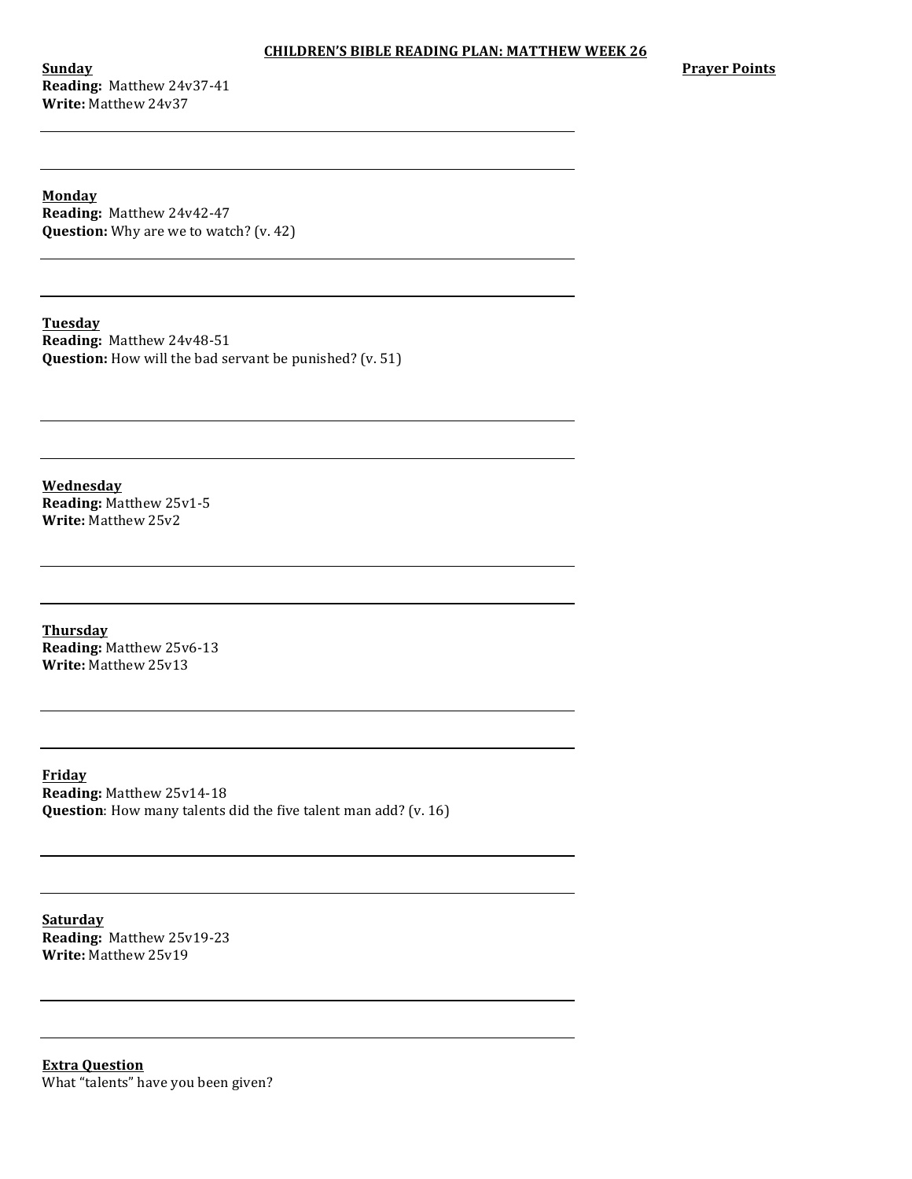## CHILDREN'S BIBLE READING PLAN: MATTHEW WEEK 26

**Prayer Points**

**Sunday**
**Reading:** Matthew 24v37-41
**Write:** Matthew 24v37

**Monday**
**Reading:** Matthew 24v42-47
**Question:** Why are we to watch? (v. 42)

**Tuesday**
**Reading:** Matthew 24v48-51
**Question:** How will the bad servant be punished? (v. 51)

**Wednesday**
**Reading:** Matthew 25v1-5
**Write:** Matthew 25v2

**Thursday**
**Reading:** Matthew 25v6-13
**Write:** Matthew 25v13

**Friday**
**Reading:** Matthew 25v14-18
**Question**: How many talents did the five talent man add? (v. 16)

**Saturday**
**Reading:** Matthew 25v19-23
**Write:** Matthew 25v19

**Extra Question**
What "talents" have you been given?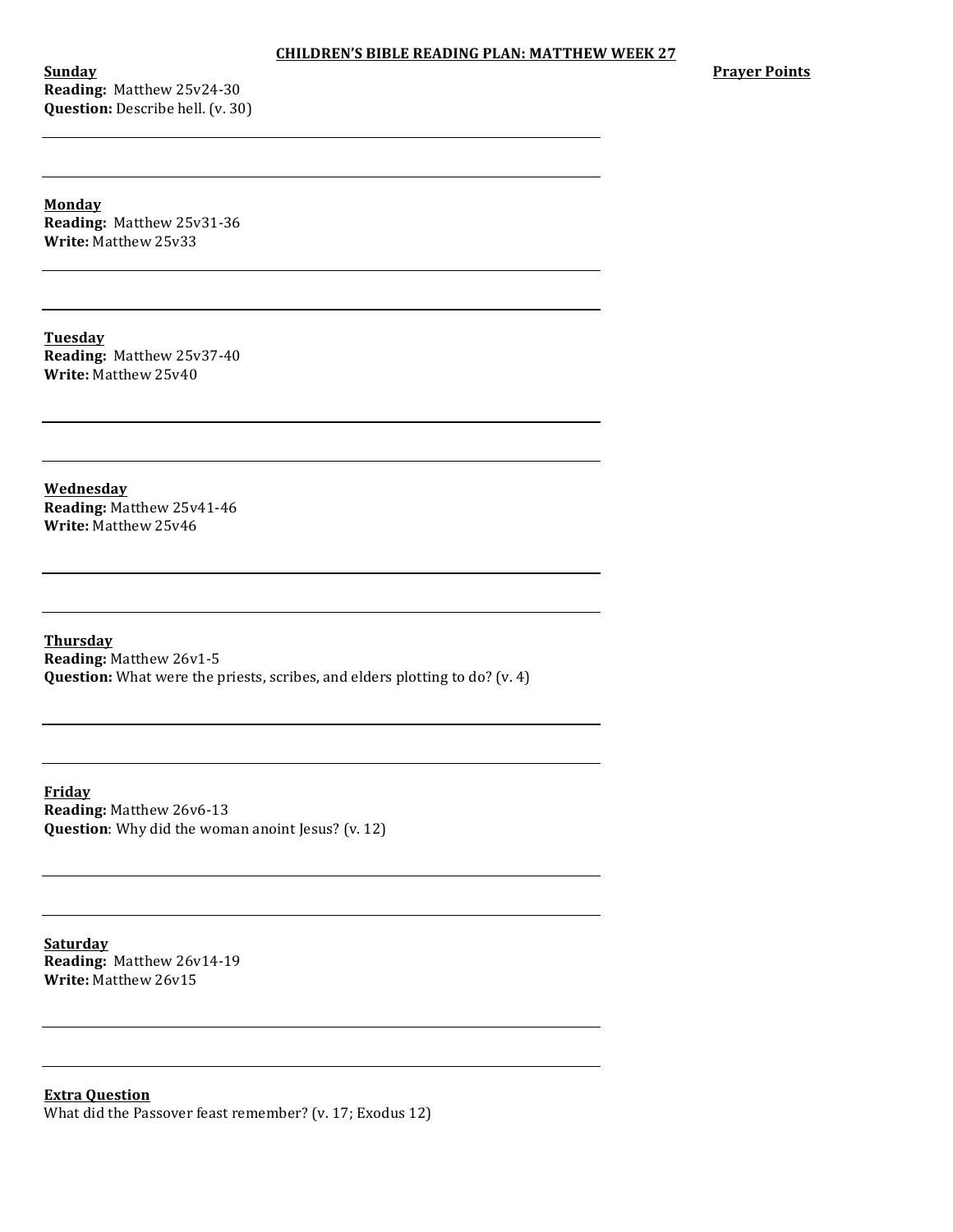**CHILDREN'S BIBLE READING PLAN: MATTHEW WEEK 27**

**Prayer Points**

**Sunday**
**Reading:** Matthew 25v24-30
**Question:** Describe hell. (v. 30)

**Monday**
**Reading:** Matthew 25v31-36
**Write:** Matthew 25v33

**Tuesday**
**Reading:** Matthew 25v37-40
**Write:** Matthew 25v40

**Wednesday**
**Reading:** Matthew 25v41-46
**Write:** Matthew 25v46

**Thursday**
**Reading:** Matthew 26v1-5
**Question:** What were the priests, scribes, and elders plotting to do? (v. 4)

**Friday**
**Reading:** Matthew 26v6-13
**Question**: Why did the woman anoint Jesus? (v. 12)

**Saturday**
**Reading:** Matthew 26v14-19
**Write:** Matthew 26v15

**Extra Question**
What did the Passover feast remember? (v. 17; Exodus 12)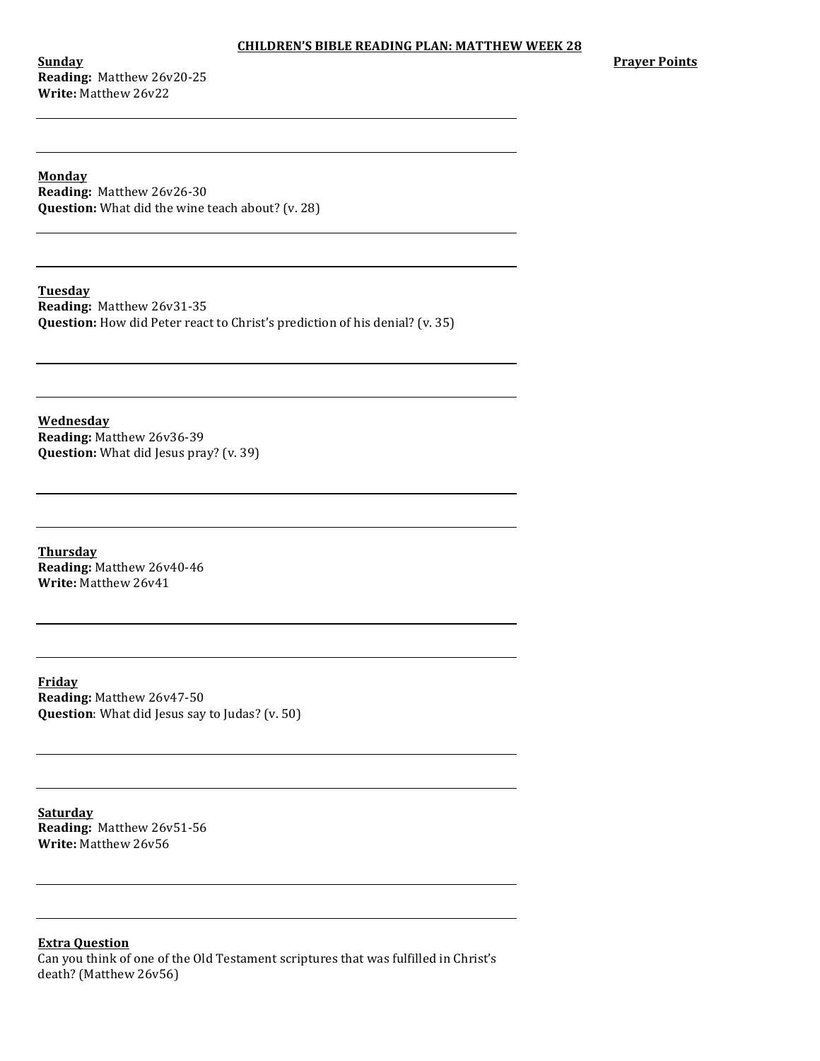# CHILDREN'S BIBLE READING PLAN: MATTHEW WEEK 28

**Prayer Points**

**Sunday**
**Reading:** Matthew 26v20-25
**Write:** Matthew 26v22

**Monday**
**Reading:** Matthew 26v26-30
**Question:** What did the wine teach about? (v. 28)

**Tuesday**
**Reading:** Matthew 26v31-35
**Question:** How did Peter react to Christ's prediction of his denial? (v. 35)

**Wednesday**
**Reading:** Matthew 26v36-39
**Question:** What did Jesus pray? (v. 39)

**Thursday**
**Reading:** Matthew 26v40-46
**Write:** Matthew 26v41

**Friday**
**Reading:** Matthew 26v47-50
**Question**: What did Jesus say to Judas? (v. 50)

**Saturday**
**Reading:** Matthew 26v51-56
**Write:** Matthew 26v56

**Extra Question**
Can you think of one of the Old Testament scriptures that was fulfilled in Christ's death? (Matthew 26v56)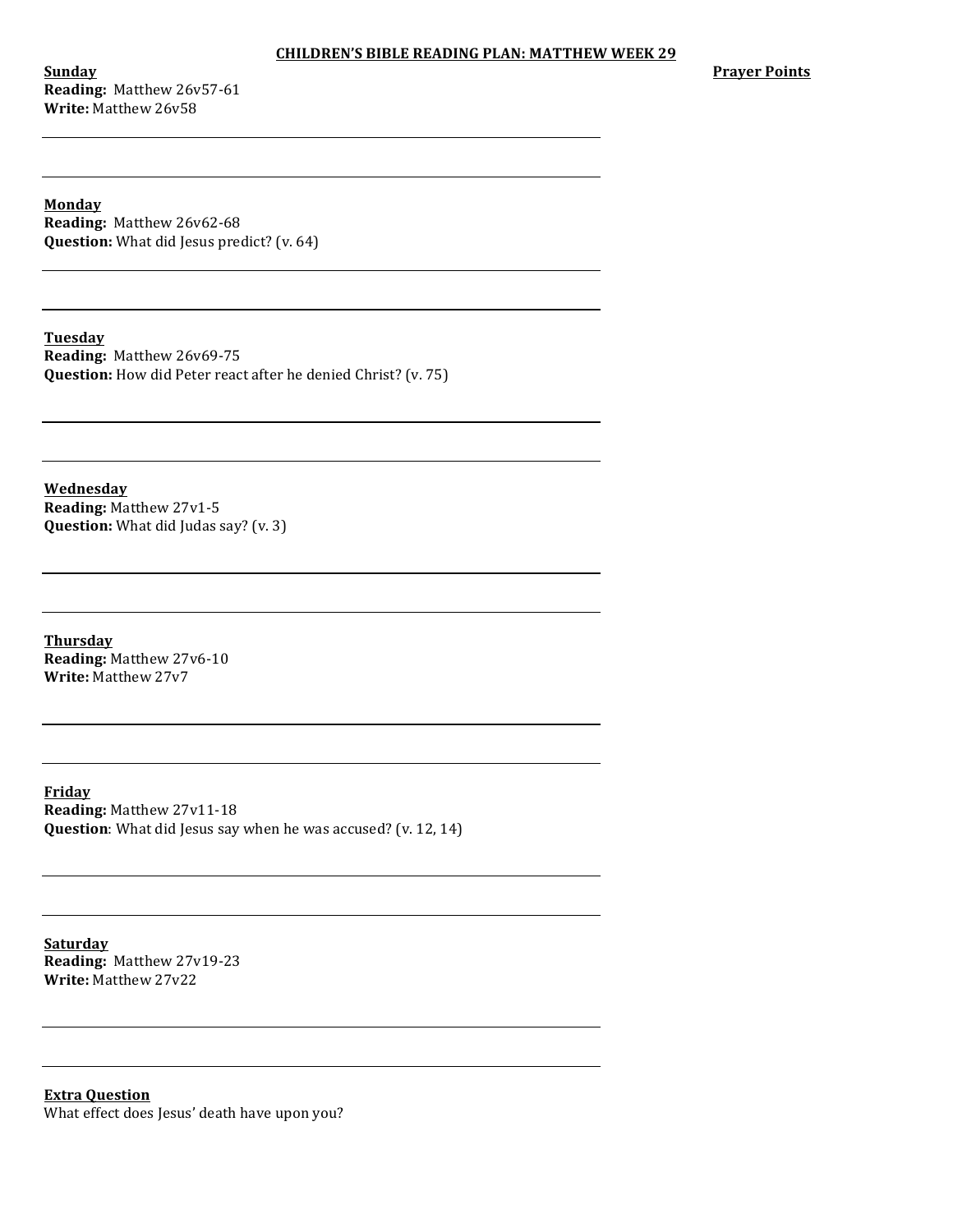**CHILDREN'S BIBLE READING PLAN: MATTHEW WEEK 29**

**Prayer Points**

**Sunday**
**Reading:** Matthew 26v57-61
**Write:** Matthew 26v58

**Monday**
**Reading:** Matthew 26v62-68
**Question:** What did Jesus predict? (v. 64)

**Tuesday**
**Reading:** Matthew 26v69-75
**Question:** How did Peter react after he denied Christ? (v. 75)

**Wednesday**
**Reading:** Matthew 27v1-5
**Question:** What did Judas say? (v. 3)

**Thursday**
**Reading:** Matthew 27v6-10
**Write:** Matthew 27v7

**Friday**
**Reading:** Matthew 27v11-18
**Question**: What did Jesus say when he was accused? (v. 12, 14)

**Saturday**
**Reading:** Matthew 27v19-23
**Write:** Matthew 27v22

**Extra Question**
What effect does Jesus' death have upon you?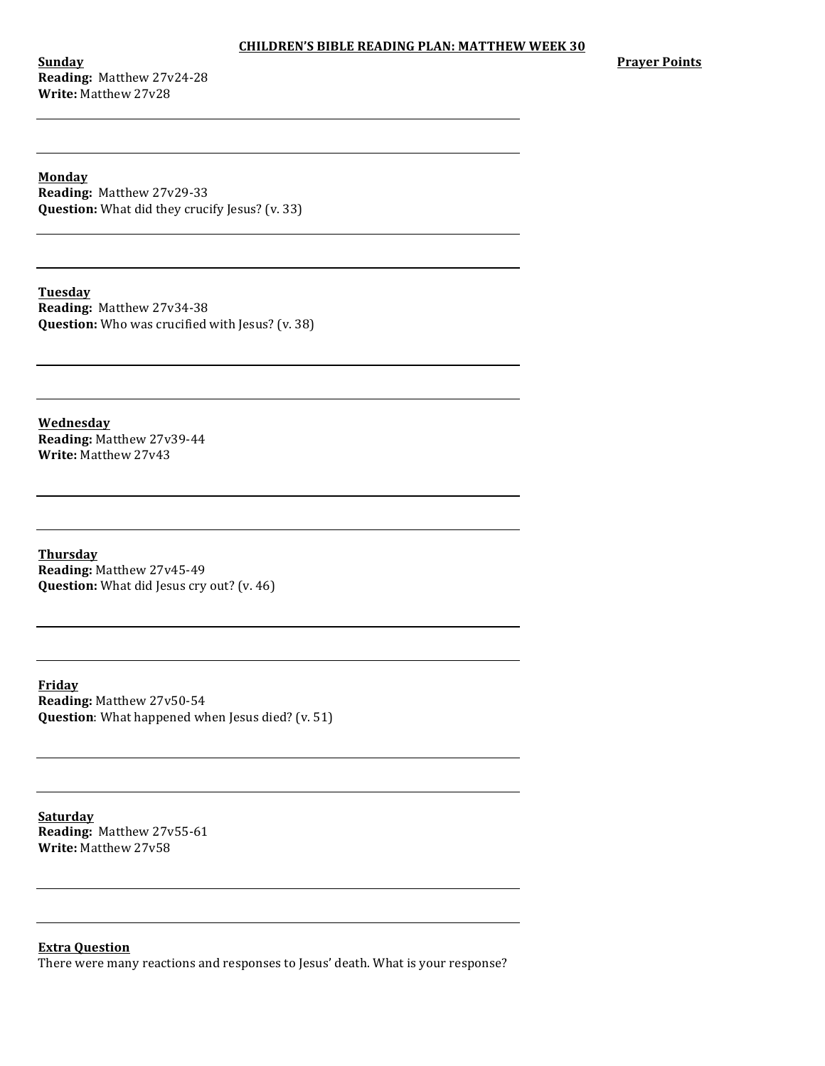## CHILDREN'S BIBLE READING PLAN: MATTHEW WEEK 30

**Prayer Points**

**Sunday**
**Reading:** Matthew 27v24-28
**Write:** Matthew 27v28

**Monday**
**Reading:** Matthew 27v29-33
**Question:** What did they crucify Jesus? (v. 33)

**Tuesday**
**Reading:** Matthew 27v34-38
**Question:** Who was crucified with Jesus? (v. 38)

**Wednesday**
**Reading:** Matthew 27v39-44
**Write:** Matthew 27v43

**Thursday**
**Reading:** Matthew 27v45-49
**Question:** What did Jesus cry out? (v. 46)

**Friday**
**Reading:** Matthew 27v50-54
**Question**: What happened when Jesus died? (v. 51)

**Saturday**
**Reading:** Matthew 27v55-61
**Write:** Matthew 27v58

**Extra Question**
There were many reactions and responses to Jesus' death. What is your response?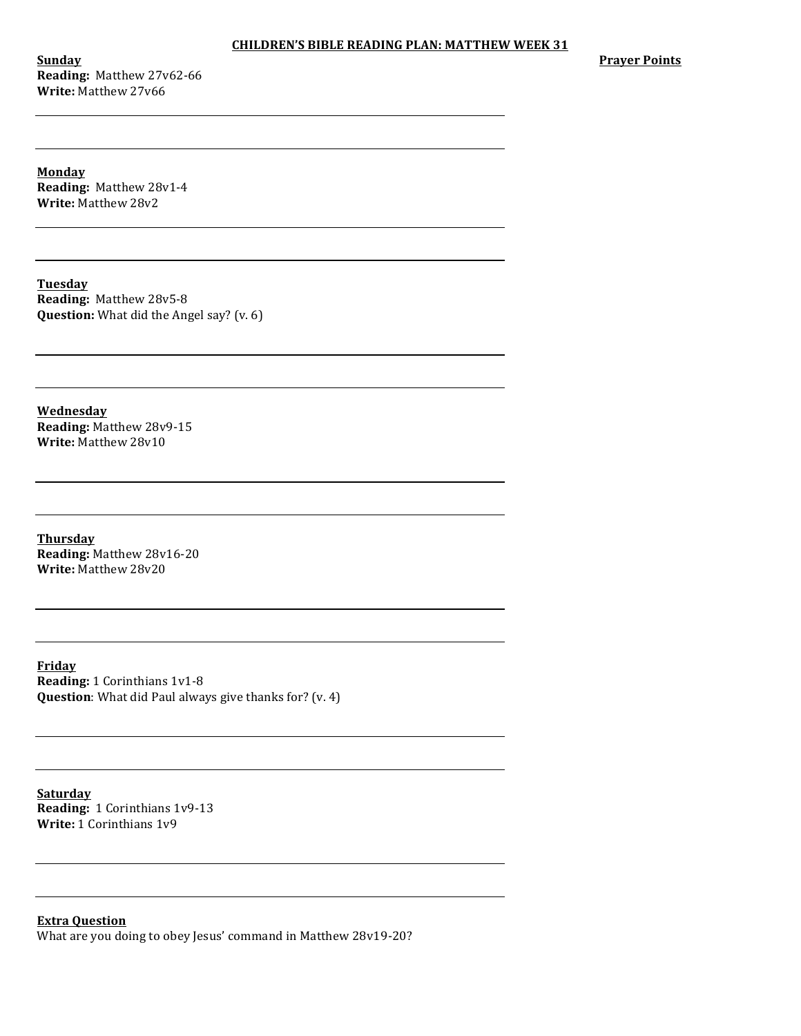**CHILDREN'S BIBLE READING PLAN: MATTHEW WEEK 31**

**Prayer Points**

**Sunday**
**Reading:** Matthew 27v62-66
**Write:** Matthew 27v66

**Monday**
**Reading:** Matthew 28v1-4
**Write:** Matthew 28v2

**Tuesday**
**Reading:** Matthew 28v5-8
**Question:** What did the Angel say? (v. 6)

**Wednesday**
**Reading:** Matthew 28v9-15
**Write:** Matthew 28v10

**Thursday**
**Reading:** Matthew 28v16-20
**Write:** Matthew 28v20

**Friday**
**Reading:** 1 Corinthians 1v1-8
**Question**: What did Paul always give thanks for? (v. 4)

**Saturday**
**Reading:** 1 Corinthians 1v9-13
**Write:** 1 Corinthians 1v9

**Extra Question**
What are you doing to obey Jesus' command in Matthew 28v19-20?